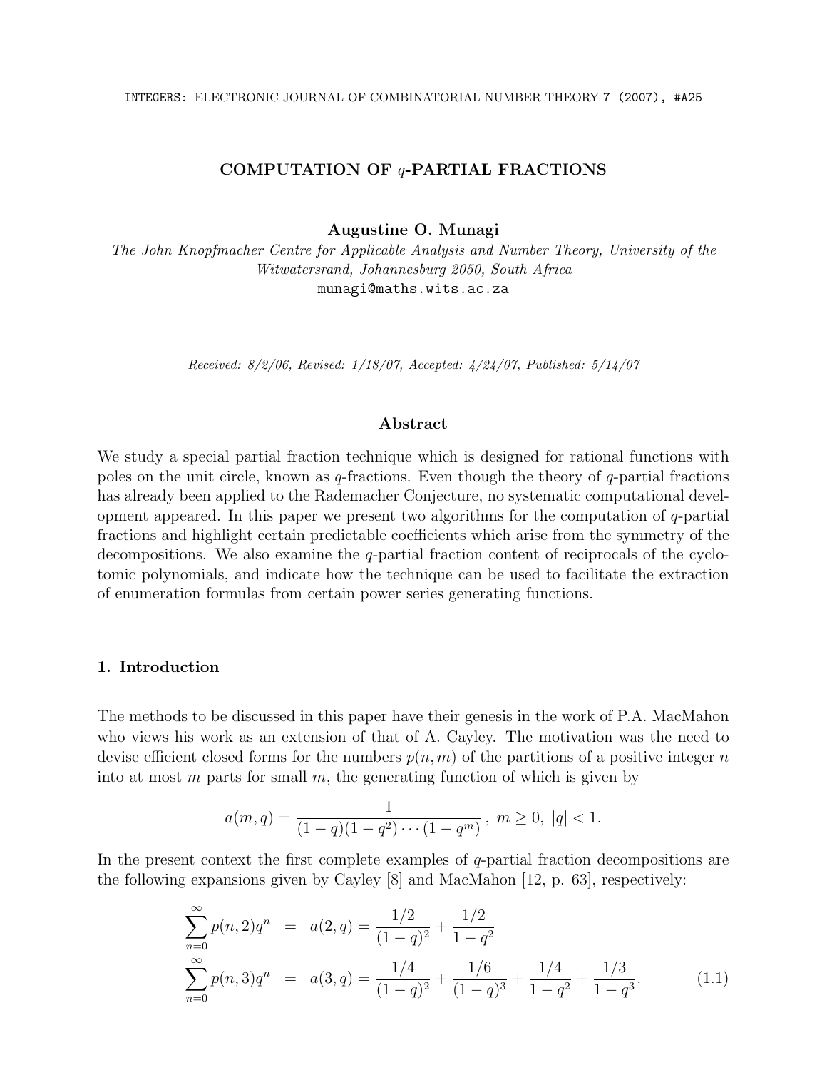# COMPUTATION OF $q$-PARTIAL FRACTIONS

**Augustine O. Munagi**

*The John Knopfmacher Centre for Applicable Analysis and Number Theory, University of the Witwatersrand, Johannesburg 2050, South Africa*

munagi@maths.wits.ac.za

*Received: 8/2/06, Revised: 1/18/07, Accepted: 4/24/07, Published: 5/14/07*

## Abstract

We study a special partial fraction technique which is designed for rational functions with poles on the unit circle, known as $q$-fractions. Even though the theory of $q$-partial fractions has already been applied to the Rademacher Conjecture, no systematic computational development appeared. In this paper we present two algorithms for the computation of $q$-partial fractions and highlight certain predictable coefficients which arise from the symmetry of the decompositions. We also examine the $q$-partial fraction content of reciprocals of the cyclotomic polynomials, and indicate how the technique can be used to facilitate the extraction of enumeration formulas from certain power series generating functions.

## 1. Introduction

The methods to be discussed in this paper have their genesis in the work of P.A. MacMahon who views his work as an extension of that of A. Cayley. The motivation was the need to devise efficient closed forms for the numbers $p(n, m)$ of the partitions of a positive integer $n$ into at most $m$ parts for small $m$, the generating function of which is given by

$$a(m, q) = \frac{1}{(1-q)(1-q^2)\cdots(1-q^m)}\,,\ m \geq 0,\ |q| < 1.$$

In the present context the first complete examples of $q$-partial fraction decompositions are the following expansions given by Cayley [8] and MacMahon [12, p. 63], respectively:

$$\begin{aligned}
\sum_{n=0}^{\infty} p(n,2)q^n &= a(2,q) = \frac{1/2}{(1-q)^2} + \frac{1/2}{1-q^2} \\
\sum_{n=0}^{\infty} p(n,3)q^n &= a(3,q) = \frac{1/4}{(1-q)^2} + \frac{1/6}{(1-q)^3} + \frac{1/4}{1-q^2} + \frac{1/3}{1-q^3}.
\end{aligned} \qquad (1.1)$$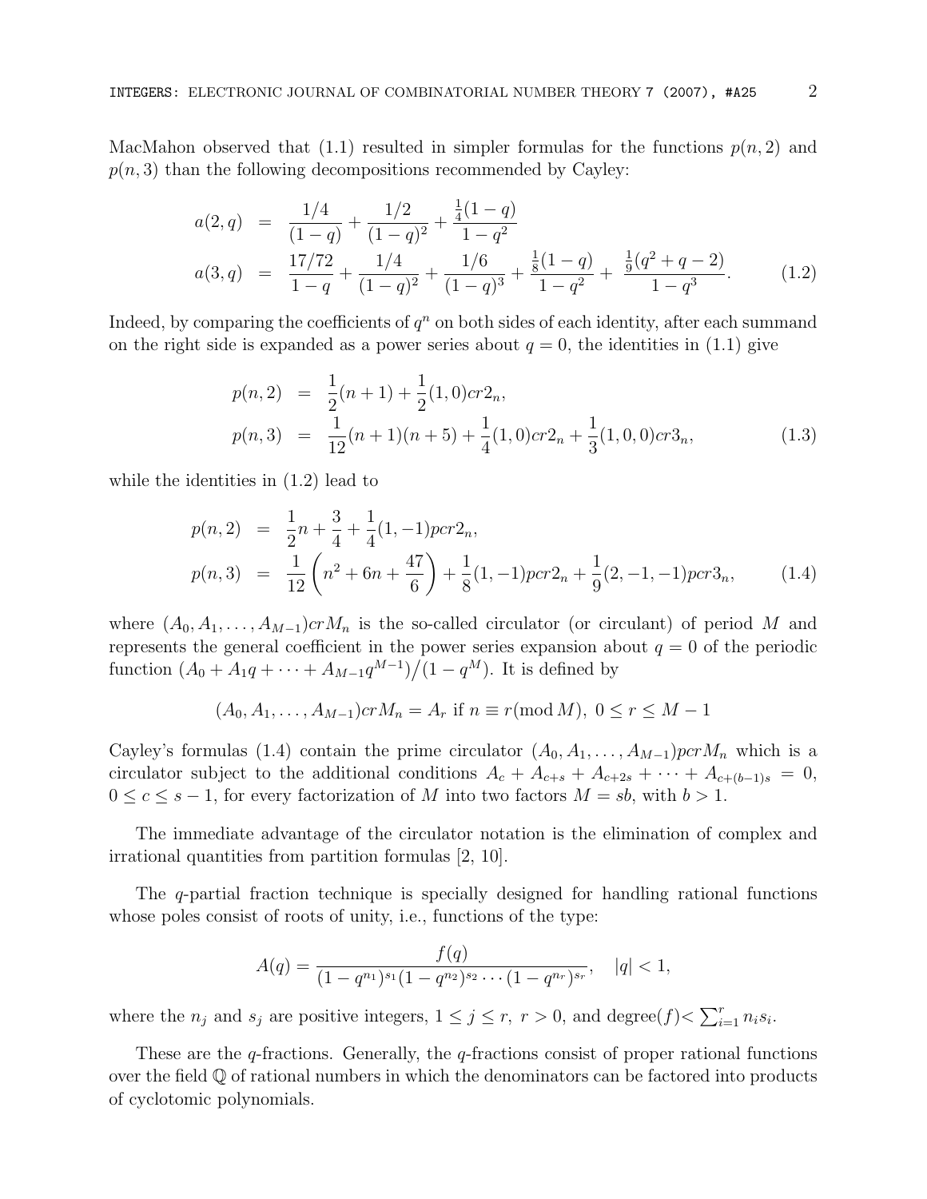MacMahon observed that (1.1) resulted in simpler formulas for the functions $p(n, 2)$ and $p(n, 3)$ than the following decompositions recommended by Cayley:

$$
\begin{aligned}
a(2, q) &= \frac{1/4}{(1-q)} + \frac{1/2}{(1-q)^2} + \frac{\frac{1}{4}(1-q)}{1-q^2} \\
a(3, q) &= \frac{17/72}{1-q} + \frac{1/4}{(1-q)^2} + \frac{1/6}{(1-q)^3} + \frac{\frac{1}{8}(1-q)}{1-q^2} + \frac{\frac{1}{9}(q^2+q-2)}{1-q^3}.
\end{aligned}
\tag{1.2}
$$

Indeed, by comparing the coefficients of $q^n$ on both sides of each identity, after each summand on the right side is expanded as a power series about $q = 0$, the identities in (1.1) give

$$
\begin{aligned}
p(n, 2) &= \frac{1}{2}(n+1) + \frac{1}{2}(1, 0)cr2_n, \\
p(n, 3) &= \frac{1}{12}(n+1)(n+5) + \frac{1}{4}(1, 0)cr2_n + \frac{1}{3}(1, 0, 0)cr3_n,
\end{aligned}
\tag{1.3}
$$

while the identities in (1.2) lead to

$$
\begin{aligned}
p(n, 2) &= \frac{1}{2}n + \frac{3}{4} + \frac{1}{4}(1, -1)pcr2_n, \\
p(n, 3) &= \frac{1}{12}\left(n^2 + 6n + \frac{47}{6}\right) + \frac{1}{8}(1, -1)pcr2_n + \frac{1}{9}(2, -1, -1)pcr3_n,
\end{aligned}
\tag{1.4}
$$

where $(A_0, A_1, \ldots, A_{M-1})crM_n$ is the so-called circulator (or circulant) of period $M$ and represents the general coefficient in the power series expansion about $q = 0$ of the periodic function $(A_0 + A_1 q + \cdots + A_{M-1}q^{M-1})\big/(1 - q^M)$. It is defined by

$$
(A_0, A_1, \ldots, A_{M-1})crM_n = A_r \text{ if } n \equiv r (\operatorname{mod} M),\ 0 \le r \le M-1
$$

Cayley's formulas (1.4) contain the prime circulator $(A_0, A_1, \ldots, A_{M-1})pcrM_n$ which is a circulator subject to the additional conditions $A_c + A_{c+s} + A_{c+2s} + \cdots + A_{c+(b-1)s} = 0$, $0 \le c \le s-1$, for every factorization of $M$ into two factors $M = sb$, with $b > 1$.

The immediate advantage of the circulator notation is the elimination of complex and irrational quantities from partition formulas [2, 10].

The $q$-partial fraction technique is specially designed for handling rational functions whose poles consist of roots of unity, i.e., functions of the type:

$$
A(q) = \frac{f(q)}{(1-q^{n_1})^{s_1}(1-q^{n_2})^{s_2}\cdots(1-q^{n_r})^{s_r}}, \quad |q| < 1,
$$

where the $n_j$ and $s_j$ are positive integers, $1 \le j \le r,\ r > 0$, and degree$(f) < \sum_{i=1}^{r} n_i s_i$.

These are the $q$-fractions. Generally, the $q$-fractions consist of proper rational functions over the field $\mathbb{Q}$ of rational numbers in which the denominators can be factored into products of cyclotomic polynomials.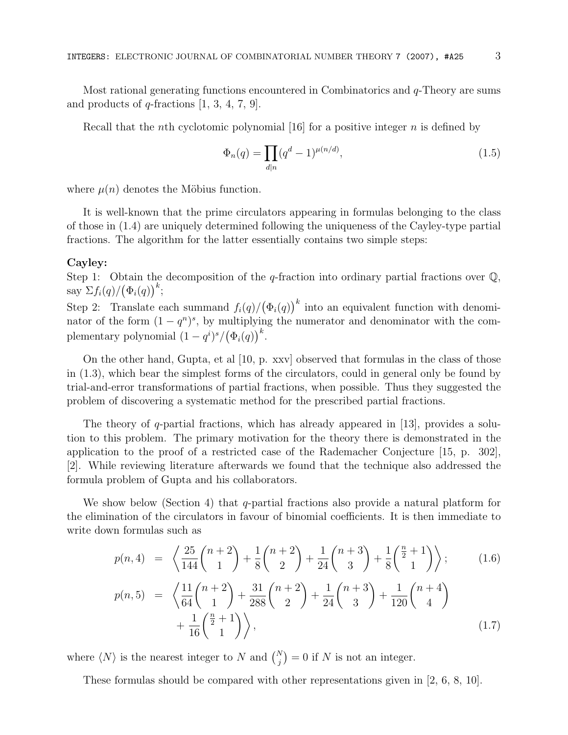Most rational generating functions encountered in Combinatorics and $q$-Theory are sums and products of $q$-fractions [1, 3, 4, 7, 9].

Recall that the $n$th cyclotomic polynomial [16] for a positive integer $n$ is defined by

$$\Phi_n(q) = \prod_{d|n} (q^d - 1)^{\mu(n/d)}, \tag{1.5}$$

where $\mu(n)$ denotes the Möbius function.

It is well-known that the prime circulators appearing in formulas belonging to the class of those in (1.4) are uniquely determined following the uniqueness of the Cayley-type partial fractions. The algorithm for the latter essentially contains two simple steps:

**Cayley:**
Step 1: Obtain the decomposition of the $q$-fraction into ordinary partial fractions over $\mathbb{Q}$, say $\Sigma f_i(q)/\big(\Phi_i(q)\big)^k$;
Step 2: Translate each summand $f_i(q)/\big(\Phi_i(q)\big)^k$ into an equivalent function with denominator of the form $(1-q^n)^s$, by multiplying the numerator and denominator with the complementary polynomial $(1-q^i)^s/\big(\Phi_i(q)\big)^k$.

On the other hand, Gupta, et al [10, p. xxv] observed that formulas in the class of those in (1.3), which bear the simplest forms of the circulators, could in general only be found by trial-and-error transformations of partial fractions, when possible. Thus they suggested the problem of discovering a systematic method for the prescribed partial fractions.

The theory of $q$-partial fractions, which has already appeared in [13], provides a solution to this problem. The primary motivation for the theory there is demonstrated in the application to the proof of a restricted case of the Rademacher Conjecture [15, p. 302], [2]. While reviewing literature afterwards we found that the technique also addressed the formula problem of Gupta and his collaborators.

We show below (Section 4) that $q$-partial fractions also provide a natural platform for the elimination of the circulators in favour of binomial coefficients. It is then immediate to write down formulas such as

$$p(n,4) = \left\langle \frac{25}{144}\binom{n+2}{1} + \frac{1}{8}\binom{n+2}{2} + \frac{1}{24}\binom{n+3}{3} + \frac{1}{8}\binom{\frac{n}{2}+1}{1} \right\rangle; \tag{1.6}$$

$$p(n,5) = \left\langle \frac{11}{64}\binom{n+2}{1} + \frac{31}{288}\binom{n+2}{2} + \frac{1}{24}\binom{n+3}{3} + \frac{1}{120}\binom{n+4}{4} + \frac{1}{16}\binom{\frac{n}{2}+1}{1} \right\rangle, \tag{1.7}$$

where $\langle N \rangle$ is the nearest integer to $N$ and $\binom{N}{j} = 0$ if $N$ is not an integer.

These formulas should be compared with other representations given in [2, 6, 8, 10].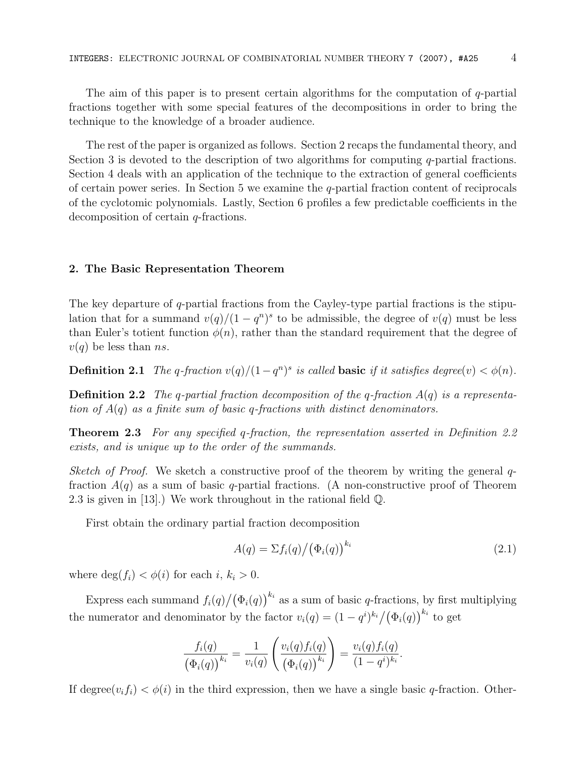The aim of this paper is to present certain algorithms for the computation of $q$-partial fractions together with some special features of the decompositions in order to bring the technique to the knowledge of a broader audience.

The rest of the paper is organized as follows. Section 2 recaps the fundamental theory, and Section 3 is devoted to the description of two algorithms for computing $q$-partial fractions. Section 4 deals with an application of the technique to the extraction of general coefficients of certain power series. In Section 5 we examine the $q$-partial fraction content of reciprocals of the cyclotomic polynomials. Lastly, Section 6 profiles a few predictable coefficients in the decomposition of certain $q$-fractions.

## 2. The Basic Representation Theorem

The key departure of $q$-partial fractions from the Cayley-type partial fractions is the stipulation that for a summand $v(q)/(1-q^n)^s$ to be admissible, the degree of $v(q)$ must be less than Euler's totient function $\phi(n)$, rather than the standard requirement that the degree of $v(q)$ be less than $ns$.

**Definition 2.1** *The $q$-fraction $v(q)/(1-q^n)^s$ is called* **basic** *if it satisfies degree$(v) < \phi(n)$.*

**Definition 2.2** *The $q$-partial fraction decomposition of the $q$-fraction $A(q)$ is a representation of $A(q)$ as a finite sum of basic $q$-fractions with distinct denominators.*

**Theorem 2.3** *For any specified $q$-fraction, the representation asserted in Definition 2.2 exists, and is unique up to the order of the summands.*

*Sketch of Proof.* We sketch a constructive proof of the theorem by writing the general $q$-fraction $A(q)$ as a sum of basic $q$-partial fractions. (A non-constructive proof of Theorem 2.3 is given in [13].) We work throughout in the rational field $\mathbb{Q}$.

First obtain the ordinary partial fraction decomposition

$$A(q) = \Sigma f_i(q)/\big(\Phi_i(q)\big)^{k_i} \tag{2.1}$$

where $\deg(f_i) < \phi(i)$ for each $i$, $k_i > 0$.

Express each summand $f_i(q)/\big(\Phi_i(q)\big)^{k_i}$ as a sum of basic $q$-fractions, by first multiplying the numerator and denominator by the factor $v_i(q) = (1-q^i)^{k_i}/\big(\Phi_i(q)\big)^{k_i}$ to get

$$\frac{f_i(q)}{\big(\Phi_i(q)\big)^{k_i}} = \frac{1}{v_i(q)}\left(\frac{v_i(q)f_i(q)}{\big(\Phi_i(q)\big)^{k_i}}\right) = \frac{v_i(q)f_i(q)}{(1-q^i)^{k_i}}.$$

If degree$(v_i f_i) < \phi(i)$ in the third expression, then we have a single basic $q$-fraction. Other-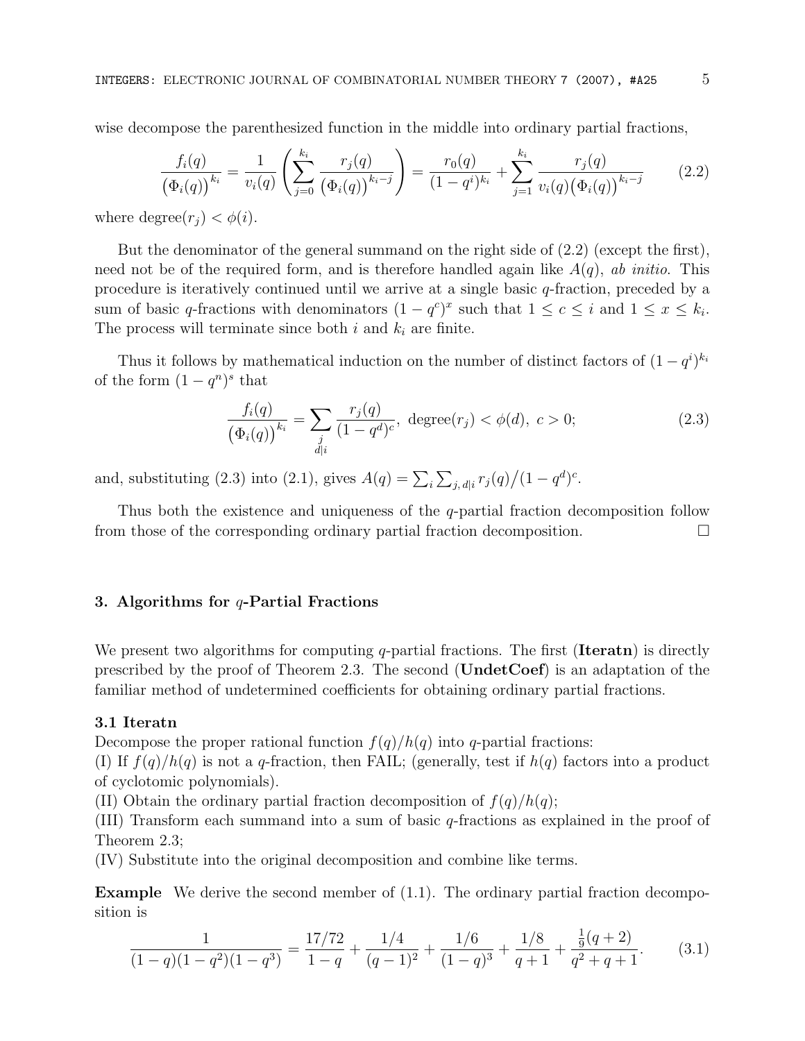wise decompose the parenthesized function in the middle into ordinary partial fractions,

$$\frac{f_i(q)}{\big(\Phi_i(q)\big)^{k_i}} = \frac{1}{v_i(q)}\left(\sum_{j=0}^{k_i} \frac{r_j(q)}{\big(\Phi_i(q)\big)^{k_i-j}}\right) = \frac{r_0(q)}{(1-q^i)^{k_i}} + \sum_{j=1}^{k_i} \frac{r_j(q)}{v_i(q)\big(\Phi_i(q)\big)^{k_i-j}} \tag{2.2}$$

where degree$(r_j) < \phi(i)$.

But the denominator of the general summand on the right side of (2.2) (except the first), need not be of the required form, and is therefore handled again like $A(q)$, *ab initio*. This procedure is iteratively continued until we arrive at a single basic $q$-fraction, preceded by a sum of basic $q$-fractions with denominators $(1-q^c)^x$ such that $1 \le c \le i$ and $1 \le x \le k_i$. The process will terminate since both $i$ and $k_i$ are finite.

Thus it follows by mathematical induction on the number of distinct factors of $(1-q^i)^{k_i}$ of the form $(1-q^n)^s$ that

$$\frac{f_i(q)}{\big(\Phi_i(q)\big)^{k_i}} = \sum_{\substack{j \\ d|i}} \frac{r_j(q)}{(1-q^d)^c}, \text{ degree}(r_j) < \phi(d),\ c > 0; \tag{2.3}$$

and, substituting (2.3) into (2.1), gives $A(q) = \sum_i \sum_{j,\, d|i} r_j(q) \big/ (1-q^d)^c$.

Thus both the existence and uniqueness of the $q$-partial fraction decomposition follow from those of the corresponding ordinary partial fraction decomposition. □

## 3. Algorithms for $q$-Partial Fractions

We present two algorithms for computing $q$-partial fractions. The first (**Iteratn**) is directly prescribed by the proof of Theorem 2.3. The second (**UndetCoef**) is an adaptation of the familiar method of undetermined coefficients for obtaining ordinary partial fractions.

### 3.1 Iteratn

Decompose the proper rational function $f(q)/h(q)$ into $q$-partial fractions:

(I) If $f(q)/h(q)$ is not a $q$-fraction, then FAIL; (generally, test if $h(q)$ factors into a product of cyclotomic polynomials).

(II) Obtain the ordinary partial fraction decomposition of $f(q)/h(q)$;

(III) Transform each summand into a sum of basic $q$-fractions as explained in the proof of Theorem 2.3;

(IV) Substitute into the original decomposition and combine like terms.

**Example** We derive the second member of (1.1). The ordinary partial fraction decomposition is

$$\frac{1}{(1-q)(1-q^2)(1-q^3)} = \frac{17/72}{1-q} + \frac{1/4}{(q-1)^2} + \frac{1/6}{(1-q)^3} + \frac{1/8}{q+1} + \frac{\frac{1}{9}(q+2)}{q^2+q+1}. \tag{3.1}$$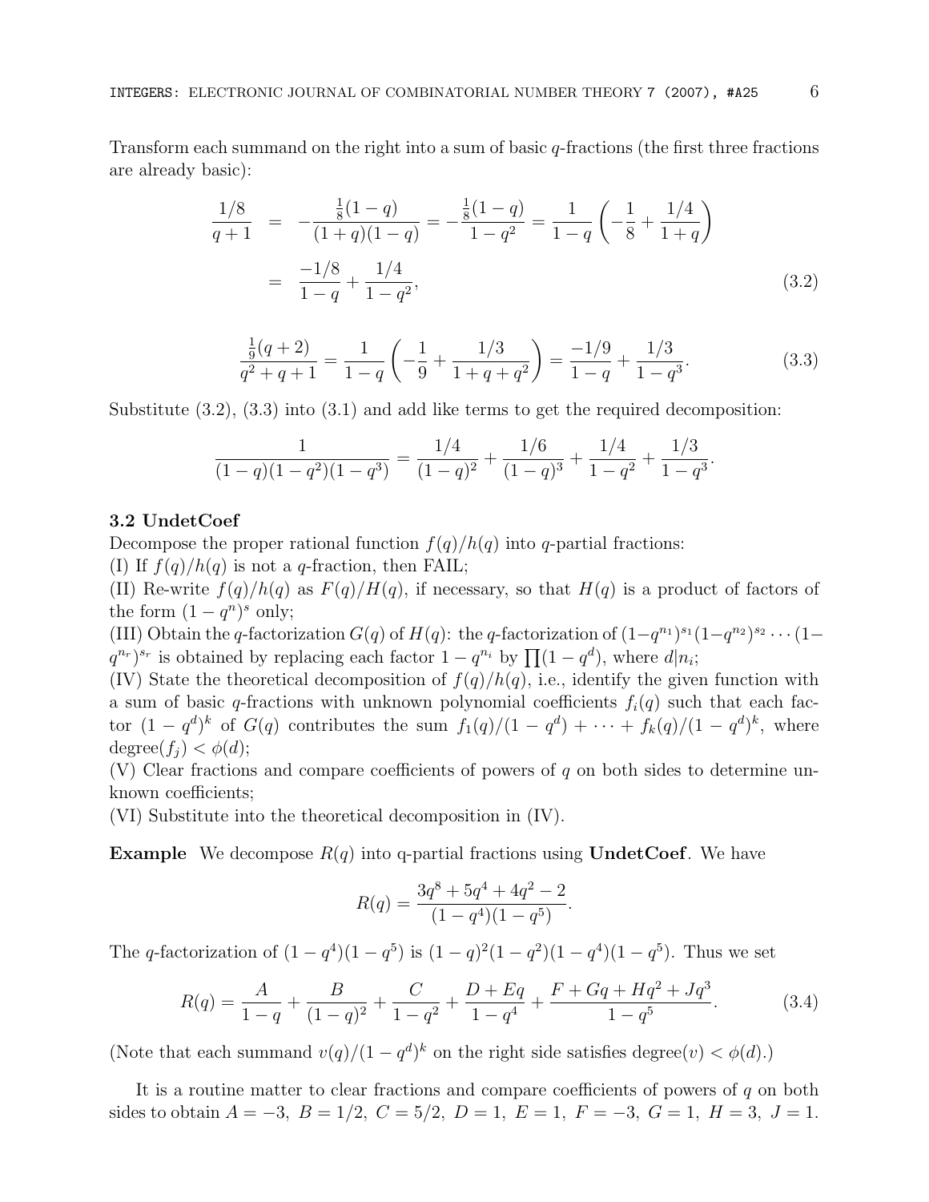Transform each summand on the right into a sum of basic $q$-fractions (the first three fractions are already basic):

$$
\begin{aligned}
\frac{1/8}{q+1} &= -\frac{\frac{1}{8}(1-q)}{(1+q)(1-q)} = -\frac{\frac{1}{8}(1-q)}{1-q^2} = \frac{1}{1-q}\left(-\frac{1}{8} + \frac{1/4}{1+q}\right) \\
&= \frac{-1/8}{1-q} + \frac{1/4}{1-q^2},
\end{aligned} \tag{3.2}
$$

$$
\frac{\frac{1}{9}(q+2)}{q^2+q+1} = \frac{1}{1-q}\left(-\frac{1}{9} + \frac{1/3}{1+q+q^2}\right) = \frac{-1/9}{1-q} + \frac{1/3}{1-q^3}. \tag{3.3}
$$

Substitute (3.2), (3.3) into (3.1) and add like terms to get the required decomposition:

$$
\frac{1}{(1-q)(1-q^2)(1-q^3)} = \frac{1/4}{(1-q)^2} + \frac{1/6}{(1-q)^3} + \frac{1/4}{1-q^2} + \frac{1/3}{1-q^3}.
$$

**3.2 UndetCoef**

Decompose the proper rational function $f(q)/h(q)$ into $q$-partial fractions:

(I) If $f(q)/h(q)$ is not a $q$-fraction, then FAIL;

(II) Re-write $f(q)/h(q)$ as $F(q)/H(q)$, if necessary, so that $H(q)$ is a product of factors of the form $(1-q^n)^s$ only;

(III) Obtain the $q$-factorization $G(q)$ of $H(q)$: the $q$-factorization of $(1-q^{n_1})^{s_1}(1-q^{n_2})^{s_2}\cdots(1-q^{n_r})^{s_r}$ is obtained by replacing each factor $1-q^{n_i}$ by $\prod(1-q^d)$, where $d|n_i$;

(IV) State the theoretical decomposition of $f(q)/h(q)$, i.e., identify the given function with a sum of basic $q$-fractions with unknown polynomial coefficients $f_i(q)$ such that each factor $(1-q^d)^k$ of $G(q)$ contributes the sum $f_1(q)/(1-q^d) + \cdots + f_k(q)/(1-q^d)^k$, where $\text{degree}(f_j) < \phi(d)$;

(V) Clear fractions and compare coefficients of powers of $q$ on both sides to determine unknown coefficients;

(VI) Substitute into the theoretical decomposition in (IV).

**Example** We decompose $R(q)$ into q-partial fractions using **UndetCoef**. We have

$$
R(q) = \frac{3q^8 + 5q^4 + 4q^2 - 2}{(1-q^4)(1-q^5)}.
$$

The $q$-factorization of $(1-q^4)(1-q^5)$ is $(1-q)^2(1-q^2)(1-q^4)(1-q^5)$. Thus we set

$$
R(q) = \frac{A}{1-q} + \frac{B}{(1-q)^2} + \frac{C}{1-q^2} + \frac{D+Eq}{1-q^4} + \frac{F+Gq+Hq^2+Jq^3}{1-q^5}. \tag{3.4}
$$

(Note that each summand $v(q)/(1-q^d)^k$ on the right side satisfies $\text{degree}(v) < \phi(d)$.)

It is a routine matter to clear fractions and compare coefficients of powers of $q$ on both sides to obtain $A = -3,\ B = 1/2,\ C = 5/2,\ D = 1,\ E = 1,\ F = -3,\ G = 1,\ H = 3,\ J = 1.$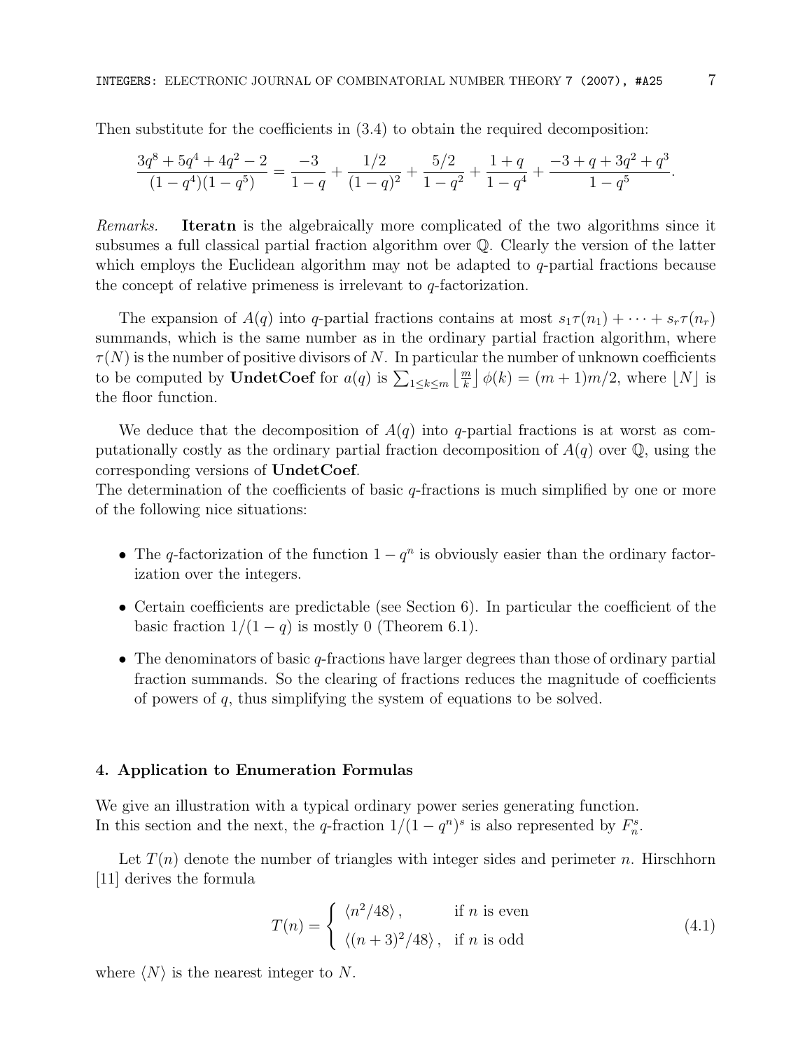Then substitute for the coefficients in (3.4) to obtain the required decomposition:

$$\frac{3q^8+5q^4+4q^2-2}{(1-q^4)(1-q^5)} = \frac{-3}{1-q} + \frac{1/2}{(1-q)^2} + \frac{5/2}{1-q^2} + \frac{1+q}{1-q^4} + \frac{-3+q+3q^2+q^3}{1-q^5}.$$

*Remarks.* **Iteratn** is the algebraically more complicated of the two algorithms since it subsumes a full classical partial fraction algorithm over $\mathbb{Q}$. Clearly the version of the latter which employs the Euclidean algorithm may not be adapted to $q$-partial fractions because the concept of relative primeness is irrelevant to $q$-factorization.

The expansion of $A(q)$ into $q$-partial fractions contains at most $s_1\tau(n_1) + \cdots + s_r\tau(n_r)$ summands, which is the same number as in the ordinary partial fraction algorithm, where $\tau(N)$ is the number of positive divisors of $N$. In particular the number of unknown coefficients to be computed by **UndetCoef** for $a(q)$ is $\sum_{1\le k\le m} \left\lfloor \frac{m}{k} \right\rfloor \phi(k) = (m+1)m/2$, where $\lfloor N \rfloor$ is the floor function.

We deduce that the decomposition of $A(q)$ into $q$-partial fractions is at worst as computationally costly as the ordinary partial fraction decomposition of $A(q)$ over $\mathbb{Q}$, using the corresponding versions of **UndetCoef**.
The determination of the coefficients of basic $q$-fractions is much simplified by one or more of the following nice situations:

- The $q$-factorization of the function $1 - q^n$ is obviously easier than the ordinary factorization over the integers.
- Certain coefficients are predictable (see Section 6). In particular the coefficient of the basic fraction $1/(1-q)$ is mostly 0 (Theorem 6.1).
- The denominators of basic $q$-fractions have larger degrees than those of ordinary partial fraction summands. So the clearing of fractions reduces the magnitude of coefficients of powers of $q$, thus simplifying the system of equations to be solved.

## 4. Application to Enumeration Formulas

We give an illustration with a typical ordinary power series generating function.
In this section and the next, the $q$-fraction $1/(1-q^n)^s$ is also represented by $F_n^s$.

Let $T(n)$ denote the number of triangles with integer sides and perimeter $n$. Hirschhorn [11] derives the formula

$$T(n) = \begin{cases} \langle n^2/48 \rangle, & \text{if } n \text{ is even} \\ \langle (n+3)^2/48 \rangle, & \text{if } n \text{ is odd} \end{cases} \tag{4.1}$$

where $\langle N \rangle$ is the nearest integer to $N$.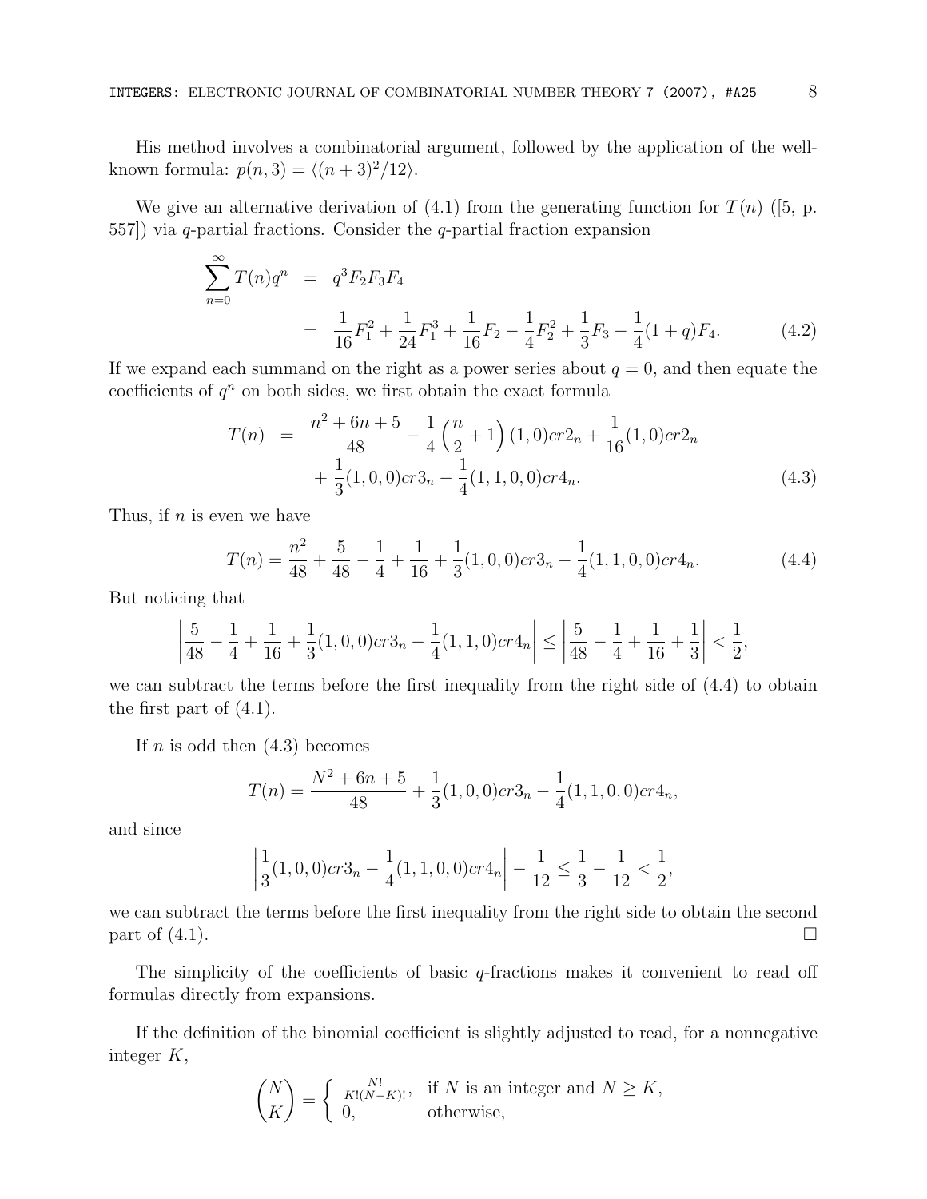His method involves a combinatorial argument, followed by the application of the well-known formula: $p(n,3) = \langle (n+3)^2/12 \rangle$.

We give an alternative derivation of (4.1) from the generating function for $T(n)$ ([5, p. 557]) via $q$-partial fractions. Consider the $q$-partial fraction expansion

$$
\begin{aligned}
\sum_{n=0}^{\infty} T(n) q^n &= q^3 F_2 F_3 F_4 \\
&= \frac{1}{16} F_1^2 + \frac{1}{24} F_1^3 + \frac{1}{16} F_2 - \frac{1}{4} F_2^2 + \frac{1}{3} F_3 - \frac{1}{4}(1+q) F_4. \qquad (4.2)
\end{aligned}
$$

If we expand each summand on the right as a power series about $q=0$, and then equate the coefficients of $q^n$ on both sides, we first obtain the exact formula

$$
\begin{aligned}
T(n) &= \frac{n^2+6n+5}{48} - \frac{1}{4}\left(\frac{n}{2}+1\right)(1,0)cr2_n + \frac{1}{16}(1,0)cr2_n \\
&\quad + \frac{1}{3}(1,0,0)cr3_n - \frac{1}{4}(1,1,0,0)cr4_n. \qquad (4.3)
\end{aligned}
$$

Thus, if $n$ is even we have

$$
T(n) = \frac{n^2}{48} + \frac{5}{48} - \frac{1}{4} + \frac{1}{16} + \frac{1}{3}(1,0,0)cr3_n - \frac{1}{4}(1,1,0,0)cr4_n. \qquad (4.4)
$$

But noticing that

$$
\left| \frac{5}{48} - \frac{1}{4} + \frac{1}{16} + \frac{1}{3}(1,0,0)cr3_n - \frac{1}{4}(1,1,0)cr4_n \right| \leq \left| \frac{5}{48} - \frac{1}{4} + \frac{1}{16} + \frac{1}{3} \right| < \frac{1}{2},
$$

we can subtract the terms before the first inequality from the right side of (4.4) to obtain the first part of (4.1).

If $n$ is odd then (4.3) becomes

$$
T(n) = \frac{N^2+6n+5}{48} + \frac{1}{3}(1,0,0)cr3_n - \frac{1}{4}(1,1,0,0)cr4_n,
$$

and since

$$
\left| \frac{1}{3}(1,0,0)cr3_n - \frac{1}{4}(1,1,0,0)cr4_n \right| - \frac{1}{12} \leq \frac{1}{3} - \frac{1}{12} < \frac{1}{2},
$$

we can subtract the terms before the first inequality from the right side to obtain the second part of (4.1). □

The simplicity of the coefficients of basic $q$-fractions makes it convenient to read off formulas directly from expansions.

If the definition of the binomial coefficient is slightly adjusted to read, for a nonnegative integer $K$,

$$
\binom{N}{K} = \begin{cases} \frac{N!}{K!(N-K)!}, & \text{if } N \text{ is an integer and } N \geq K, \\ 0, & \text{otherwise,} \end{cases}
$$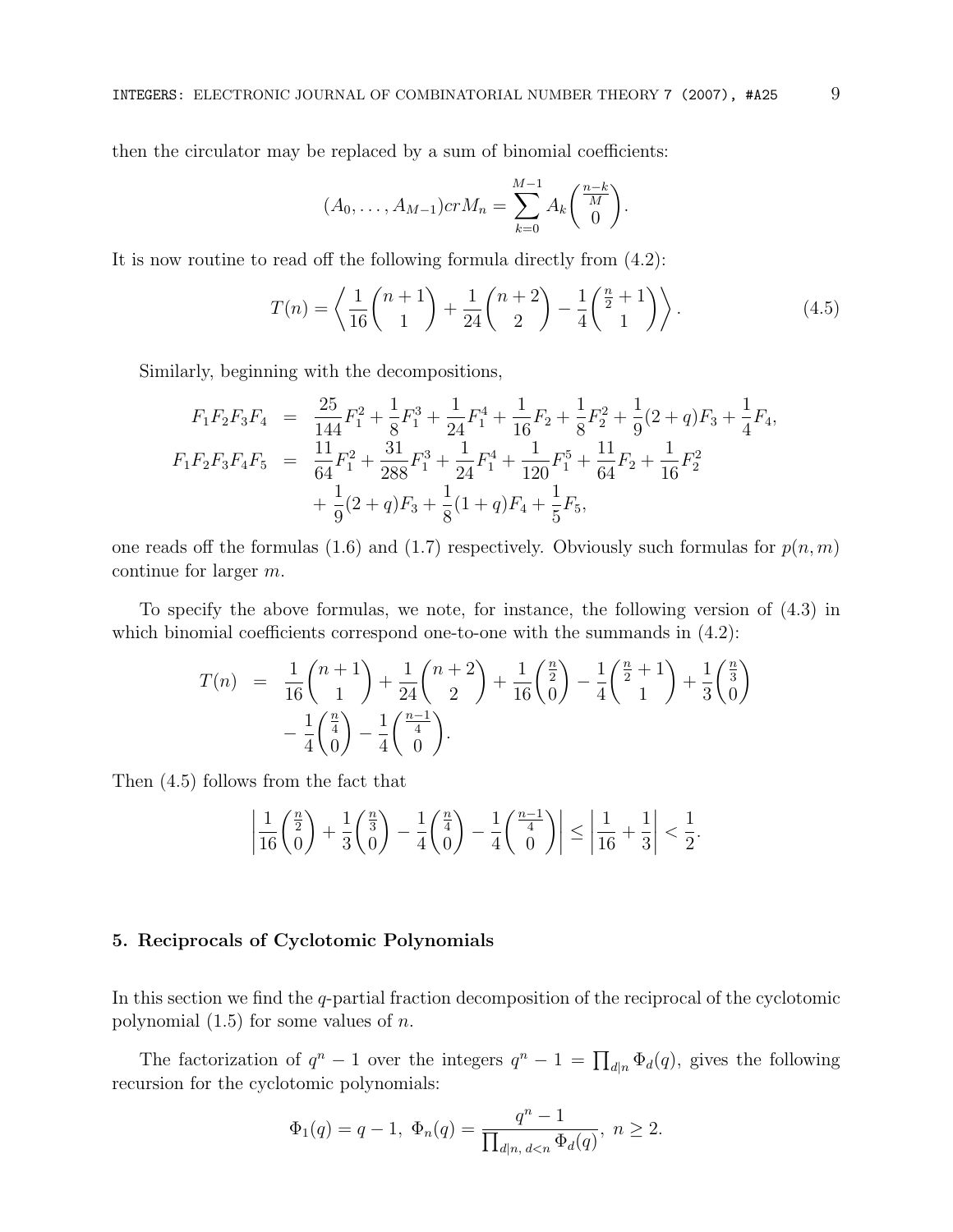then the circulator may be replaced by a sum of binomial coefficients:

$$(A_0, \ldots, A_{M-1})crM_n = \sum_{k=0}^{M-1} A_k \binom{\frac{n-k}{M}}{0}.$$

It is now routine to read off the following formula directly from (4.2):

$$T(n) = \left\langle \frac{1}{16}\binom{n+1}{1} + \frac{1}{24}\binom{n+2}{2} - \frac{1}{4}\binom{\frac{n}{2}+1}{1} \right\rangle. \tag{4.5}$$

Similarly, beginning with the decompositions,

$$\begin{aligned}
F_1F_2F_3F_4 &= \frac{25}{144}F_1^2 + \frac{1}{8}F_1^3 + \frac{1}{24}F_1^4 + \frac{1}{16}F_2 + \frac{1}{8}F_2^2 + \frac{1}{9}(2+q)F_3 + \frac{1}{4}F_4, \\
F_1F_2F_3F_4F_5 &= \frac{11}{64}F_1^2 + \frac{31}{288}F_1^3 + \frac{1}{24}F_1^4 + \frac{1}{120}F_1^5 + \frac{11}{64}F_2 + \frac{1}{16}F_2^2 \\
&\quad + \frac{1}{9}(2+q)F_3 + \frac{1}{8}(1+q)F_4 + \frac{1}{5}F_5,
\end{aligned}$$

one reads off the formulas (1.6) and (1.7) respectively. Obviously such formulas for $p(n,m)$ continue for larger $m$.

To specify the above formulas, we note, for instance, the following version of (4.3) in which binomial coefficients correspond one-to-one with the summands in (4.2):

$$\begin{aligned}
T(n) &= \frac{1}{16}\binom{n+1}{1} + \frac{1}{24}\binom{n+2}{2} + \frac{1}{16}\binom{\frac{n}{2}}{0} - \frac{1}{4}\binom{\frac{n}{2}+1}{1} + \frac{1}{3}\binom{\frac{n}{3}}{0} \\
&\quad - \frac{1}{4}\binom{\frac{n}{4}}{0} - \frac{1}{4}\binom{\frac{n-1}{4}}{0}.
\end{aligned}$$

Then (4.5) follows from the fact that

$$\left| \frac{1}{16}\binom{\frac{n}{2}}{0} + \frac{1}{3}\binom{\frac{n}{3}}{0} - \frac{1}{4}\binom{\frac{n}{4}}{0} - \frac{1}{4}\binom{\frac{n-1}{4}}{0} \right| \le \left| \frac{1}{16} + \frac{1}{3} \right| < \frac{1}{2}.$$

## 5. Reciprocals of Cyclotomic Polynomials

In this section we find the $q$-partial fraction decomposition of the reciprocal of the cyclotomic polynomial (1.5) for some values of $n$.

The factorization of $q^n - 1$ over the integers $q^n - 1 = \prod_{d|n} \Phi_d(q)$, gives the following recursion for the cyclotomic polynomials:

$$\Phi_1(q) = q - 1, \; \Phi_n(q) = \frac{q^n - 1}{\prod_{d|n,\, d<n} \Phi_d(q)}, \; n \ge 2.$$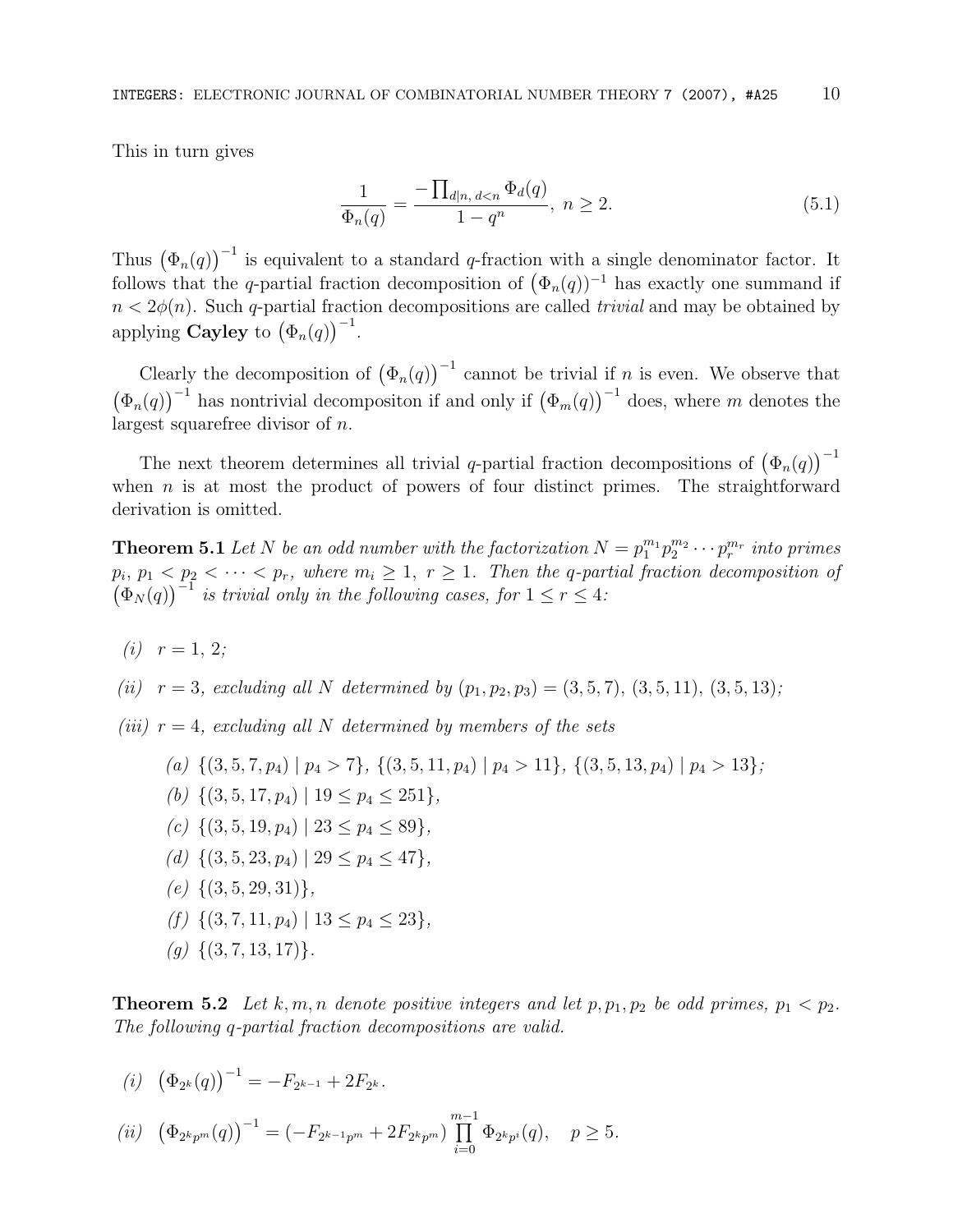This in turn gives

$$\frac{1}{\Phi_n(q)} = \frac{-\prod_{d|n,\, d<n} \Phi_d(q)}{1-q^n},\ n \geq 2. \tag{5.1}$$

Thus $\left(\Phi_n(q)\right)^{-1}$ is equivalent to a standard $q$-fraction with a single denominator factor. It follows that the $q$-partial fraction decomposition of $\left(\Phi_n(q)\right)^{-1}$ has exactly one summand if $n < 2\phi(n)$. Such $q$-partial fraction decompositions are called *trivial* and may be obtained by applying **Cayley** to $\left(\Phi_n(q)\right)^{-1}$.

Clearly the decomposition of $\left(\Phi_n(q)\right)^{-1}$ cannot be trivial if $n$ is even. We observe that $\left(\Phi_n(q)\right)^{-1}$ has nontrivial decompositon if and only if $\left(\Phi_m(q)\right)^{-1}$ does, where $m$ denotes the largest squarefree divisor of $n$.

The next theorem determines all trivial $q$-partial fraction decompositions of $\left(\Phi_n(q)\right)^{-1}$ when $n$ is at most the product of powers of four distinct primes. The straightforward derivation is omitted.

**Theorem 5.1** *Let $N$ be an odd number with the factorization $N = p_1^{m_1} p_2^{m_2} \cdots p_r^{m_r}$ into primes $p_i$, $p_1 < p_2 < \cdots < p_r$, where $m_i \geq 1$, $r \geq 1$. Then the $q$-partial fraction decomposition of $\left(\Phi_N(q)\right)^{-1}$ is trivial only in the following cases, for $1 \leq r \leq 4$:*

*(i)* $r = 1,\ 2$;

*(ii)* $r = 3$, *excluding all $N$ determined by* $(p_1, p_2, p_3) = (3, 5, 7),\ (3, 5, 11),\ (3, 5, 13)$;

*(iii)* $r = 4$, *excluding all $N$ determined by members of the sets*

- *(a)* $\{(3, 5, 7, p_4) \mid p_4 > 7\}$, $\{(3, 5, 11, p_4) \mid p_4 > 11\}$, $\{(3, 5, 13, p_4) \mid p_4 > 13\}$;
- *(b)* $\{(3, 5, 17, p_4) \mid 19 \leq p_4 \leq 251\}$,
- *(c)* $\{(3, 5, 19, p_4) \mid 23 \leq p_4 \leq 89\}$,
- *(d)* $\{(3, 5, 23, p_4) \mid 29 \leq p_4 \leq 47\}$,
- *(e)* $\{(3, 5, 29, 31)\}$,
- *(f)* $\{(3, 7, 11, p_4) \mid 13 \leq p_4 \leq 23\}$,
- *(g)* $\{(3, 7, 13, 17)\}$.

**Theorem 5.2** *Let $k, m, n$ denote positive integers and let $p, p_1, p_2$ be odd primes, $p_1 < p_2$. The following $q$-partial fraction decompositions are valid.*

*(i)* $\left(\Phi_{2^k}(q)\right)^{-1} = -F_{2^{k-1}} + 2F_{2^k}$.

*(ii)* $\left(\Phi_{2^k p^m}(q)\right)^{-1} = \left(-F_{2^{k-1}p^m} + 2F_{2^k p^m}\right) \prod_{i=0}^{m-1} \Phi_{2^k p^i}(q), \quad p \geq 5.$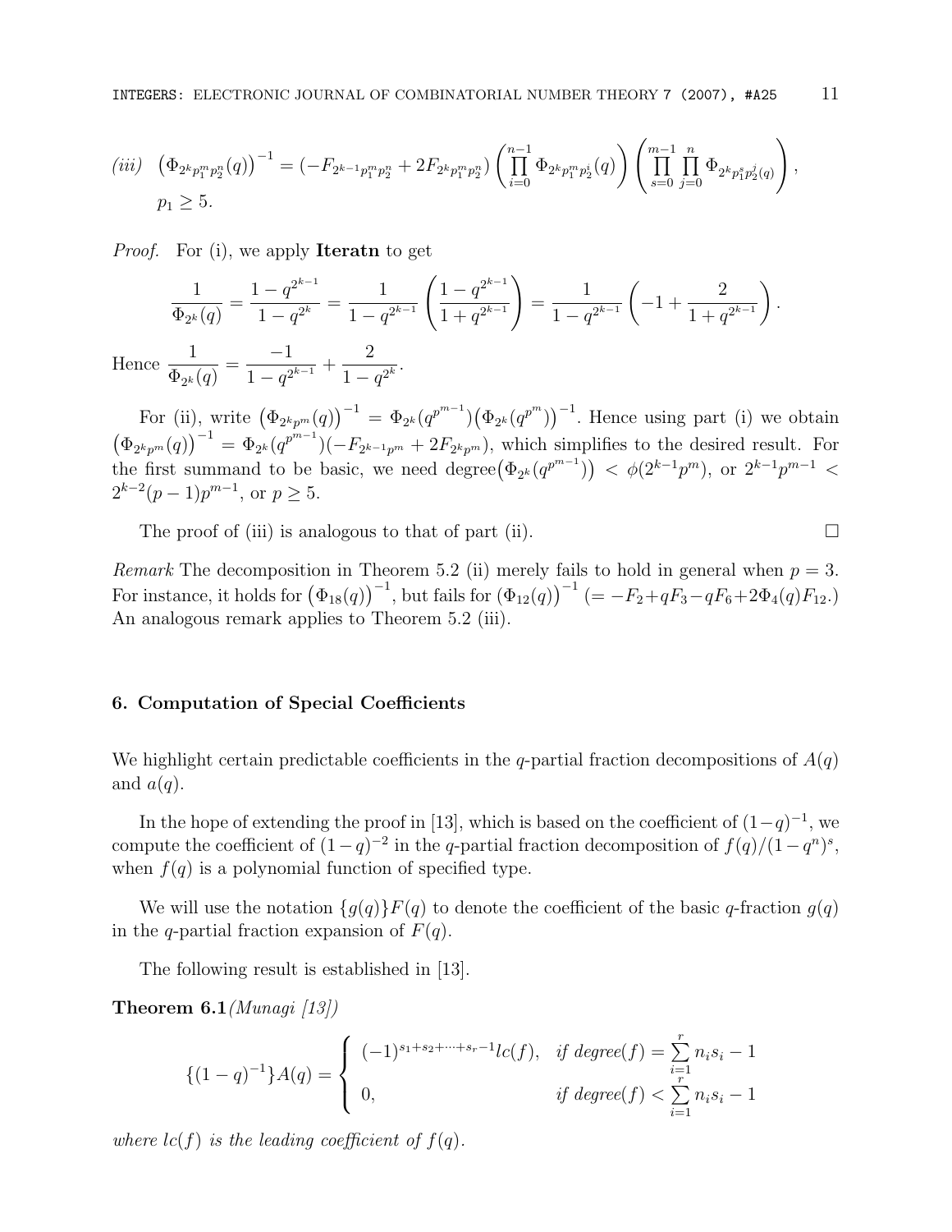*(iii)* $\left(\Phi_{2^k p_1^m p_2^n}(q)\right)^{-1} = (-F_{2^{k-1}p_1^m p_2^n} + 2F_{2^k p_1^m p_2^n}) \left(\prod_{i=0}^{n-1} \Phi_{2^k p_1^m p_2^i}(q)\right) \left(\prod_{s=0}^{m-1} \prod_{j=0}^{n} \Phi_{2^k p_1^s p_2^j (q)}\right)$,
$p_1 \geq 5$.

*Proof.* For (i), we apply **Iteratn** to get

$$\frac{1}{\Phi_{2^k}(q)} = \frac{1-q^{2^{k-1}}}{1-q^{2^k}} = \frac{1}{1-q^{2^{k-1}}}\left(\frac{1-q^{2^{k-1}}}{1+q^{2^{k-1}}}\right) = \frac{1}{1-q^{2^{k-1}}}\left(-1+\frac{2}{1+q^{2^{k-1}}}\right).$$

Hence $\dfrac{1}{\Phi_{2^k}(q)} = \dfrac{-1}{1-q^{2^{k-1}}} + \dfrac{2}{1-q^{2^k}}$.

For (ii), write $\left(\Phi_{2^k p^m}(q)\right)^{-1} = \Phi_{2^k}(q^{p^{m-1}})\left(\Phi_{2^k}(q^{p^m})\right)^{-1}$. Hence using part (i) we obtain $\left(\Phi_{2^k p^m}(q)\right)^{-1} = \Phi_{2^k}(q^{p^{m-1}})(-F_{2^{k-1}p^m} + 2F_{2^k p^m})$, which simplifies to the desired result. For the first summand to be basic, we need degree$\left(\Phi_{2^k}(q^{p^{m-1}})\right) < \phi(2^{k-1}p^m)$, or $2^{k-1}p^{m-1} < 2^{k-2}(p-1)p^{m-1}$, or $p \geq 5$.

The proof of (iii) is analogous to that of part (ii). $\square$

*Remark* The decomposition in Theorem 5.2 (ii) merely fails to hold in general when $p = 3$. For instance, it holds for $\left(\Phi_{18}(q)\right)^{-1}$, but fails for $\left(\Phi_{12}(q)\right)^{-1}$ $(= -F_2 + qF_3 - qF_6 + 2\Phi_4(q)F_{12}.)$ An analogous remark applies to Theorem 5.2 (iii).

## 6. Computation of Special Coefficients

We highlight certain predictable coefficients in the $q$-partial fraction decompositions of $A(q)$ and $a(q)$.

In the hope of extending the proof in [13], which is based on the coefficient of $(1-q)^{-1}$, we compute the coefficient of $(1-q)^{-2}$ in the $q$-partial fraction decomposition of $f(q)/(1-q^n)^s$, when $f(q)$ is a polynomial function of specified type.

We will use the notation $\{g(q)\}F(q)$ to denote the coefficient of the basic $q$-fraction $g(q)$ in the $q$-partial fraction expansion of $F(q)$.

The following result is established in [13].

**Theorem 6.1** *(Munagi [13])*

$$\{(1-q)^{-1}\}A(q) = \begin{cases} (-1)^{s_1+s_2+\cdots+s_r-1} lc(f), & \textit{if degree}(f) = \sum_{i=1}^{r} n_i s_i - 1 \\ 0, & \textit{if degree}(f) < \sum_{i=1}^{r} n_i s_i - 1 \end{cases}$$

*where $lc(f)$ is the leading coefficient of $f(q)$.*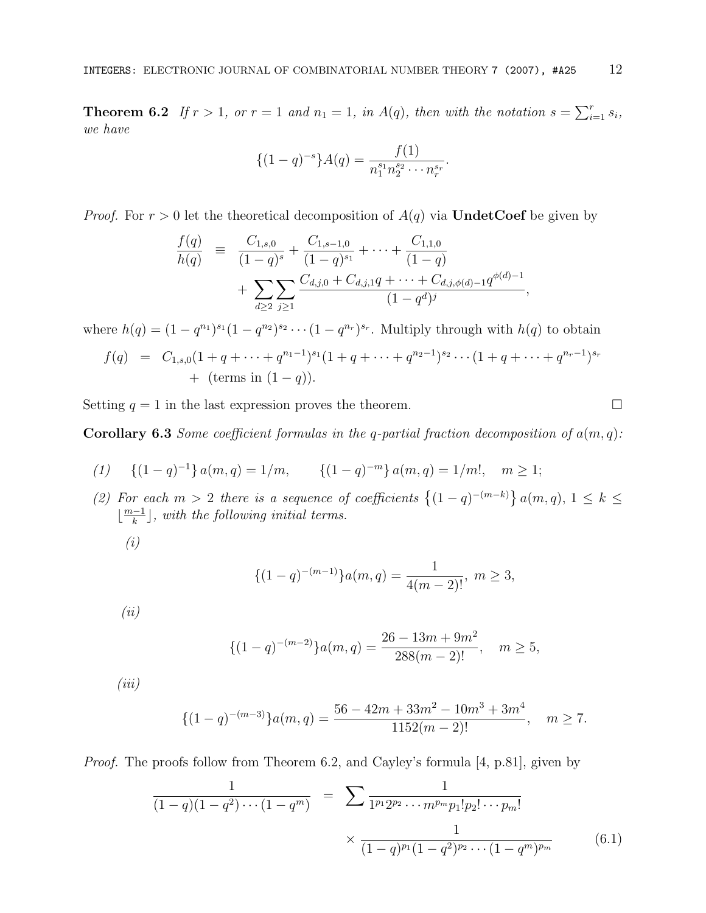**Theorem 6.2** *If $r > 1$, or $r = 1$ and $n_1 = 1$, in $A(q)$, then with the notation $s = \sum_{i=1}^{r} s_i$, we have*

$$\{(1-q)^{-s}\}A(q) = \frac{f(1)}{n_1^{s_1} n_2^{s_2} \cdots n_r^{s_r}}.$$

*Proof.* For $r > 0$ let the theoretical decomposition of $A(q)$ via **UndetCoef** be given by

$$\begin{aligned}\frac{f(q)}{h(q)} \;\; &\equiv \;\; \frac{C_{1,s,0}}{(1-q)^s} + \frac{C_{1,s-1,0}}{(1-q)^{s_1}} + \cdots + \frac{C_{1,1,0}}{(1-q)} \\ &\quad + \sum_{d\geq 2}\sum_{j\geq 1} \frac{C_{d,j,0} + C_{d,j,1}q + \cdots + C_{d,j,\phi(d)-1}q^{\phi(d)-1}}{(1-q^d)^j},\end{aligned}$$

where $h(q) = (1-q^{n_1})^{s_1}(1-q^{n_2})^{s_2}\cdots(1-q^{n_r})^{s_r}$. Multiply through with $h(q)$ to obtain

$$\begin{aligned}f(q) \;\; &= \;\; C_{1,s,0}(1+q+\cdots+q^{n_1-1})^{s_1}(1+q+\cdots+q^{n_2-1})^{s_2}\cdots(1+q+\cdots+q^{n_r-1})^{s_r} \\ &\quad + \text{ (terms in } (1-q)).\end{aligned}$$

Setting $q = 1$ in the last expression proves the theorem. □

**Corollary 6.3** *Some coefficient formulas in the q-partial fraction decomposition of $a(m, q)$:*

*(1)* $\{(1-q)^{-1}\}\, a(m,q) = 1/m, \qquad \{(1-q)^{-m}\}\, a(m,q) = 1/m!, \quad m \geq 1;$

*(2) For each $m > 2$ there is a sequence of coefficients $\left\{(1-q)^{-(m-k)}\right\} a(m,q)$, $1 \leq k \leq \lfloor \frac{m-1}{k} \rfloor$, with the following initial terms.*

*(i)*

$$\{(1-q)^{-(m-1)}\}a(m,q) = \frac{1}{4(m-2)!}, \; m \geq 3,$$

*(ii)*

$$\{(1-q)^{-(m-2)}\}a(m,q) = \frac{26 - 13m + 9m^2}{288(m-2)!}, \quad m \geq 5,$$

*(iii)*

$$\{(1-q)^{-(m-3)}\}a(m,q) = \frac{56 - 42m + 33m^2 - 10m^3 + 3m^4}{1152(m-2)!}, \quad m \geq 7.$$

*Proof.* The proofs follow from Theorem 6.2, and Cayley's formula [4, p.81], given by

$$\begin{aligned}\frac{1}{(1-q)(1-q^2)\cdots(1-q^m)} \;\; &= \;\; \sum \frac{1}{1^{p_1}2^{p_2}\cdots m^{p_m} p_1! p_2! \cdots p_m!} \\ &\quad \times \frac{1}{(1-q)^{p_1}(1-q^2)^{p_2}\cdots(1-q^m)^{p_m}} \qquad (6.1)\end{aligned}$$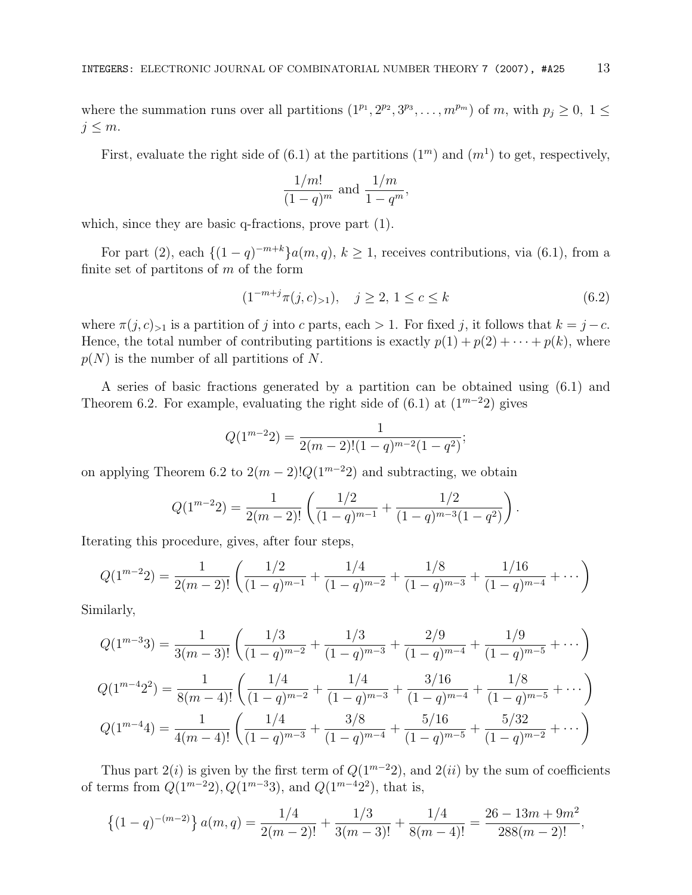where the summation runs over all partitions $(1^{p_1}, 2^{p_2}, 3^{p_3}, \ldots, m^{p_m})$ of $m$, with $p_j \geq 0,\ 1 \leq j \leq m$.

First, evaluate the right side of (6.1) at the partitions $(1^m)$ and $(m^1)$ to get, respectively,

$$\frac{1/m!}{(1-q)^m} \text{ and } \frac{1/m}{1-q^m},$$

which, since they are basic q-fractions, prove part (1).

For part (2), each $\{(1-q)^{-m+k}\}a(m,q),\ k \geq 1$, receives contributions, via (6.1), from a finite set of partitons of $m$ of the form

$$(1^{-m+j}\pi(j,c)_{>1}), \quad j \geq 2,\ 1 \leq c \leq k \tag{6.2}$$

where $\pi(j,c)_{>1}$ is a partition of $j$ into $c$ parts, each $> 1$. For fixed $j$, it follows that $k = j - c$. Hence, the total number of contributing partitions is exactly $p(1) + p(2) + \cdots + p(k)$, where $p(N)$ is the number of all partitions of $N$.

A series of basic fractions generated by a partition can be obtained using (6.1) and Theorem 6.2. For example, evaluating the right side of (6.1) at $(1^{m-2}2)$ gives

$$Q(1^{m-2}2) = \frac{1}{2(m-2)!(1-q)^{m-2}(1-q^2)};$$

on applying Theorem 6.2 to $2(m-2)!Q(1^{m-2}2)$ and subtracting, we obtain

$$Q(1^{m-2}2) = \frac{1}{2(m-2)!}\left(\frac{1/2}{(1-q)^{m-1}} + \frac{1/2}{(1-q)^{m-3}(1-q^2)}\right).$$

Iterating this procedure, gives, after four steps,

$$Q(1^{m-2}2) = \frac{1}{2(m-2)!}\left(\frac{1/2}{(1-q)^{m-1}} + \frac{1/4}{(1-q)^{m-2}} + \frac{1/8}{(1-q)^{m-3}} + \frac{1/16}{(1-q)^{m-4}} + \cdots\right)$$

Similarly,

$$Q(1^{m-3}3) = \frac{1}{3(m-3)!}\left(\frac{1/3}{(1-q)^{m-2}} + \frac{1/3}{(1-q)^{m-3}} + \frac{2/9}{(1-q)^{m-4}} + \frac{1/9}{(1-q)^{m-5}} + \cdots\right)$$

$$Q(1^{m-4}2^2) = \frac{1}{8(m-4)!}\left(\frac{1/4}{(1-q)^{m-2}} + \frac{1/4}{(1-q)^{m-3}} + \frac{3/16}{(1-q)^{m-4}} + \frac{1/8}{(1-q)^{m-5}} + \cdots\right)$$

$$Q(1^{m-4}4) = \frac{1}{4(m-4)!}\left(\frac{1/4}{(1-q)^{m-3}} + \frac{3/8}{(1-q)^{m-4}} + \frac{5/16}{(1-q)^{m-5}} + \frac{5/32}{(1-q)^{m-2}} + \cdots\right)$$

Thus part $2(i)$ is given by the first term of $Q(1^{m-2}2)$, and $2(ii)$ by the sum of coefficients of terms from $Q(1^{m-2}2), Q(1^{m-3}3)$, and $Q(1^{m-4}2^2)$, that is,

$$\left\{(1-q)^{-(m-2)}\right\}a(m,q) = \frac{1/4}{2(m-2)!} + \frac{1/3}{3(m-3)!} + \frac{1/4}{8(m-4)!} = \frac{26 - 13m + 9m^2}{288(m-2)!},$$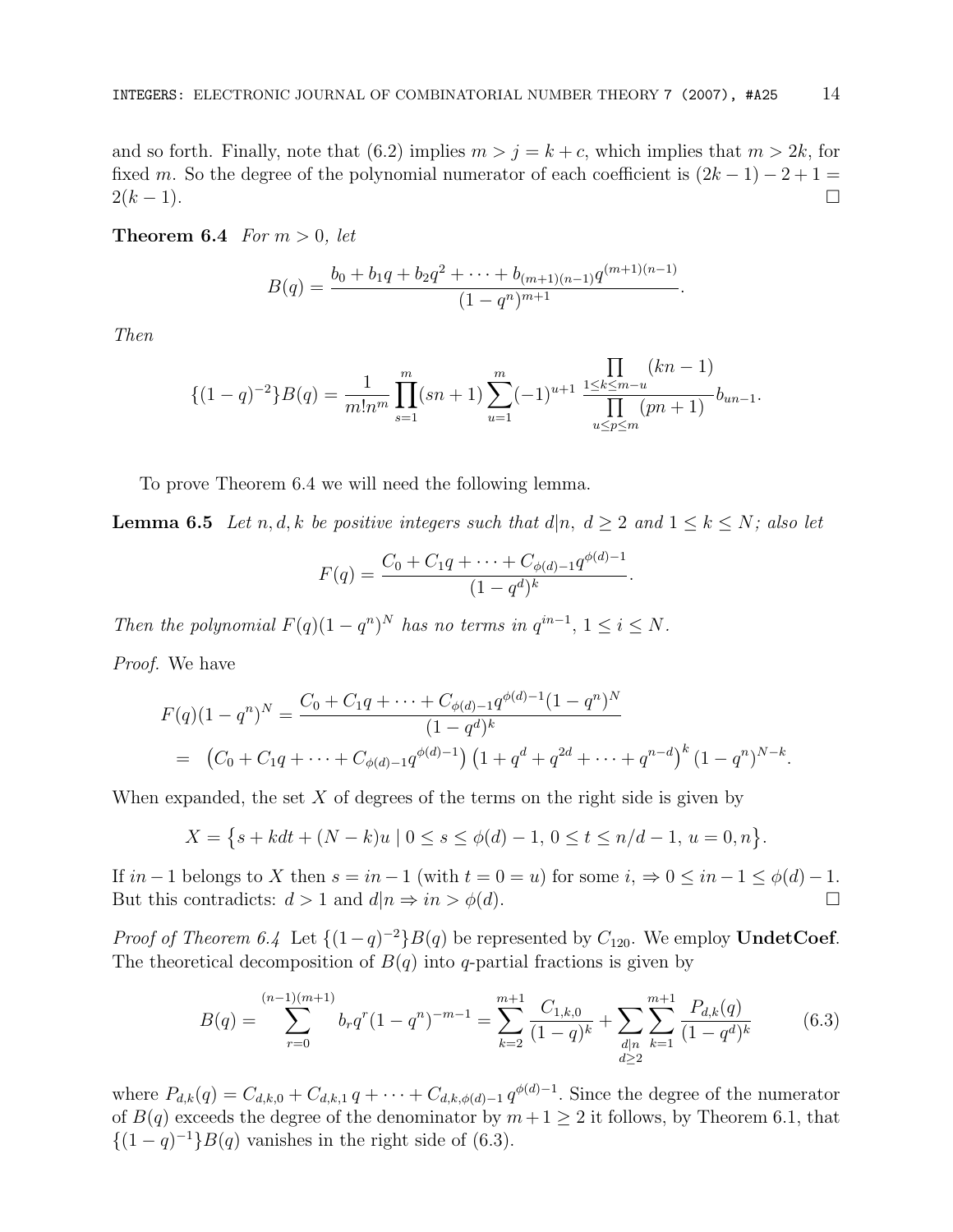and so forth. Finally, note that (6.2) implies $m > j = k + c$, which implies that $m > 2k$, for fixed $m$. So the degree of the polynomial numerator of each coefficient is $(2k-1) - 2 + 1 = 2(k-1)$. $\square$

**Theorem 6.4** *For $m > 0$, let*

$$B(q) = \frac{b_0 + b_1 q + b_2 q^2 + \cdots + b_{(m+1)(n-1)} q^{(m+1)(n-1)}}{(1-q^n)^{m+1}}.$$

*Then*

$$\{(1-q)^{-2}\}B(q) = \frac{1}{m!n^m} \prod_{s=1}^{m} (sn+1) \sum_{u=1}^{m} (-1)^{u+1} \frac{\prod\limits_{1 \le k \le m-u} (kn-1)}{\prod\limits_{u \le p \le m} (pn+1)} b_{un-1}.$$

To prove Theorem 6.4 we will need the following lemma.

**Lemma 6.5** *Let $n, d, k$ be positive integers such that $d|n$, $d \geq 2$ and $1 \leq k \leq N$; also let*

$$F(q) = \frac{C_0 + C_1 q + \cdots + C_{\phi(d)-1} q^{\phi(d)-1}}{(1-q^d)^k}.$$

*Then the polynomial $F(q)(1-q^n)^N$ has no terms in $q^{in-1}$, $1 \leq i \leq N$.*

*Proof.* We have

$$\begin{aligned}
F(q)(1-q^n)^N &= \frac{C_0 + C_1 q + \cdots + C_{\phi(d)-1} q^{\phi(d)-1}(1-q^n)^N}{(1-q^d)^k} \\
&= \left(C_0 + C_1 q + \cdots + C_{\phi(d)-1} q^{\phi(d)-1}\right)\left(1 + q^d + q^{2d} + \cdots + q^{n-d}\right)^k (1-q^n)^{N-k}.
\end{aligned}$$

When expanded, the set $X$ of degrees of the terms on the right side is given by

$$X = \left\{s + kdt + (N-k)u \mid 0 \leq s \leq \phi(d)-1,\ 0 \leq t \leq n/d - 1,\ u = 0, n\right\}.$$

If $in-1$ belongs to $X$ then $s = in-1$ (with $t = 0 = u$) for some $i$, $\Rightarrow 0 \leq in-1 \leq \phi(d)-1$. But this contradicts: $d > 1$ and $d|n \Rightarrow in > \phi(d)$. $\square$

*Proof of Theorem 6.4* Let $\{(1-q)^{-2}\}B(q)$ be represented by $C_{120}$. We employ **UndetCoef**. The theoretical decomposition of $B(q)$ into $q$-partial fractions is given by

$$B(q) = \sum_{r=0}^{(n-1)(m+1)} b_r q^r (1-q^n)^{-m-1} = \sum_{k=2}^{m+1} \frac{C_{1,k,0}}{(1-q)^k} + \sum_{\substack{d|n \\ d \geq 2}} \sum_{k=1}^{m+1} \frac{P_{d,k}(q)}{(1-q^d)^k} \tag{6.3}$$

where $P_{d,k}(q) = C_{d,k,0} + C_{d,k,1}\, q + \cdots + C_{d,k,\phi(d)-1}\, q^{\phi(d)-1}$. Since the degree of the numerator of $B(q)$ exceeds the degree of the denominator by $m+1 \geq 2$ it follows, by Theorem 6.1, that $\{(1-q)^{-1}\}B(q)$ vanishes in the right side of (6.3).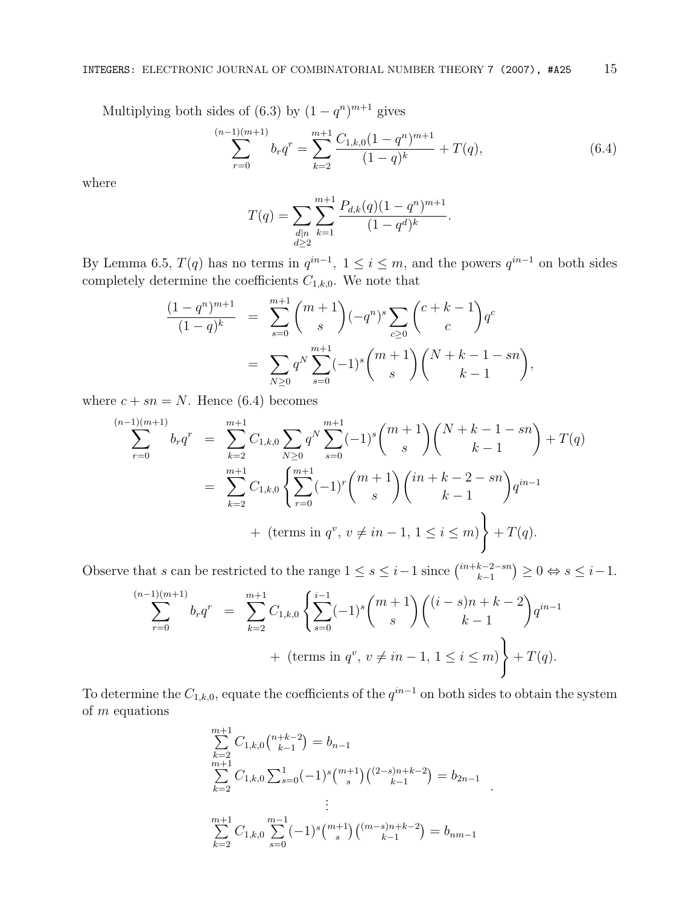Multiplying both sides of (6.3) by $(1-q^n)^{m+1}$ gives

$$\sum_{r=0}^{(n-1)(m+1)} b_r q^r = \sum_{k=2}^{m+1} \frac{C_{1,k,0}(1-q^n)^{m+1}}{(1-q)^k} + T(q), \tag{6.4}$$

where

$$T(q) = \sum_{\substack{d|n \\ d\geq 2}} \sum_{k=1}^{m+1} \frac{P_{d,k}(q)(1-q^n)^{m+1}}{(1-q^d)^k}.$$

By Lemma 6.5, $T(q)$ has no terms in $q^{in-1}$, $1 \leq i \leq m$, and the powers $q^{in-1}$ on both sides completely determine the coefficients $C_{1,k,0}$. We note that

$$\begin{aligned}
\frac{(1-q^n)^{m+1}}{(1-q)^k} &= \sum_{s=0}^{m+1} \binom{m+1}{s} (-q^n)^s \sum_{c\geq 0} \binom{c+k-1}{c} q^c \\
&= \sum_{N\geq 0} q^N \sum_{s=0}^{m+1} (-1)^s \binom{m+1}{s} \binom{N+k-1-sn}{k-1},
\end{aligned}$$

where $c + sn = N$. Hence (6.4) becomes

$$\begin{aligned}
\sum_{r=0}^{(n-1)(m+1)} b_r q^r &= \sum_{k=2}^{m+1} C_{1,k,0} \sum_{N\geq 0} q^N \sum_{s=0}^{m+1} (-1)^s \binom{m+1}{s} \binom{N+k-1-sn}{k-1} + T(q) \\
&= \sum_{k=2}^{m+1} C_{1,k,0} \Bigg\{ \sum_{r=0}^{m+1} (-1)^r \binom{m+1}{s} \binom{in+k-2-sn}{k-1} q^{in-1} \\
&\qquad + \text{ (terms in } q^v,\ v \neq in-1,\ 1 \leq i \leq m) \Bigg\} + T(q).
\end{aligned}$$

Observe that $s$ can be restricted to the range $1 \leq s \leq i-1$ since $\binom{in+k-2-sn}{k-1} \geq 0 \Leftrightarrow s \leq i-1$.

$$\begin{aligned}
\sum_{r=0}^{(n-1)(m+1)} b_r q^r &= \sum_{k=2}^{m+1} C_{1,k,0} \Bigg\{ \sum_{s=0}^{i-1} (-1)^s \binom{m+1}{s} \binom{(i-s)n+k-2}{k-1} q^{in-1} \\
&\qquad + \text{ (terms in } q^v,\ v \neq in-1,\ 1 \leq i \leq m) \Bigg\} + T(q).
\end{aligned}$$

To determine the $C_{1,k,0}$, equate the coefficients of the $q^{in-1}$ on both sides to obtain the system of $m$ equations

$$\begin{gathered}
\sum_{k=2}^{m+1} C_{1,k,0} \binom{n+k-2}{k-1} = b_{n-1} \\
\sum_{k=2}^{m+1} C_{1,k,0} \sum_{s=0}^{1} (-1)^s \binom{m+1}{s} \binom{(2-s)n+k-2}{k-1} = b_{2n-1} \\
\vdots \\
\sum_{k=2}^{m+1} C_{1,k,0} \sum_{s=0}^{m-1} (-1)^s \binom{m+1}{s} \binom{(m-s)n+k-2}{k-1} = b_{nm-1}
\end{gathered}.$$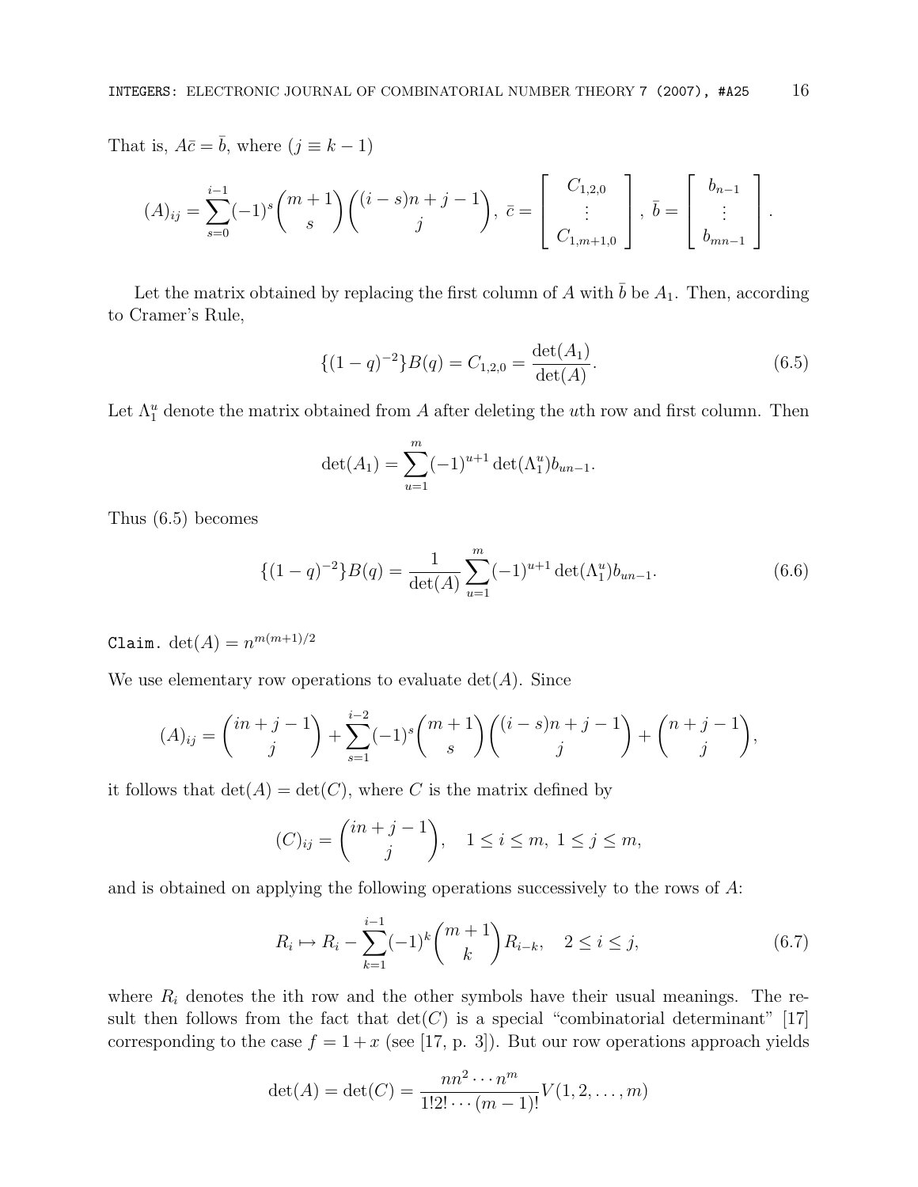That is, $A\bar{c} = \bar{b}$, where $(j \equiv k-1)$

$$(A)_{ij} = \sum_{s=0}^{i-1} (-1)^s \binom{m+1}{s} \binom{(i-s)n+j-1}{j}, \; \bar{c} = \begin{bmatrix} C_{1,2,0} \\ \vdots \\ C_{1,m+1,0} \end{bmatrix}, \; \bar{b} = \begin{bmatrix} b_{n-1} \\ \vdots \\ b_{mn-1} \end{bmatrix}.$$

Let the matrix obtained by replacing the first column of $A$ with $\bar{b}$ be $A_1$. Then, according to Cramer's Rule,

$$\{(1-q)^{-2}\}B(q) = C_{1,2,0} = \frac{\det(A_1)}{\det(A)}. \tag{6.5}$$

Let $\Lambda_1^u$ denote the matrix obtained from $A$ after deleting the $u$th row and first column. Then

$$\det(A_1) = \sum_{u=1}^{m} (-1)^{u+1} \det(\Lambda_1^u) b_{un-1}.$$

Thus (6.5) becomes

$$\{(1-q)^{-2}\}B(q) = \frac{1}{\det(A)} \sum_{u=1}^{m} (-1)^{u+1} \det(\Lambda_1^u) b_{un-1}. \tag{6.6}$$

`Claim.` $\det(A) = n^{m(m+1)/2}$

We use elementary row operations to evaluate $\det(A)$. Since

$$(A)_{ij} = \binom{in+j-1}{j} + \sum_{s=1}^{i-2} (-1)^s \binom{m+1}{s} \binom{(i-s)n+j-1}{j} + \binom{n+j-1}{j},$$

it follows that $\det(A) = \det(C)$, where $C$ is the matrix defined by

$$(C)_{ij} = \binom{in+j-1}{j}, \quad 1 \le i \le m, \; 1 \le j \le m,$$

and is obtained on applying the following operations successively to the rows of $A$:

$$R_i \mapsto R_i - \sum_{k=1}^{i-1} (-1)^k \binom{m+1}{k} R_{i-k}, \quad 2 \le i \le j, \tag{6.7}$$

where $R_i$ denotes the ith row and the other symbols have their usual meanings. The result then follows from the fact that $\det(C)$ is a special "combinatorial determinant" [17] corresponding to the case $f = 1 + x$ (see [17, p. 3]). But our row operations approach yields

$$\det(A) = \det(C) = \frac{nn^2 \cdots n^m}{1!2! \cdots (m-1)!} V(1, 2, \ldots, m)$$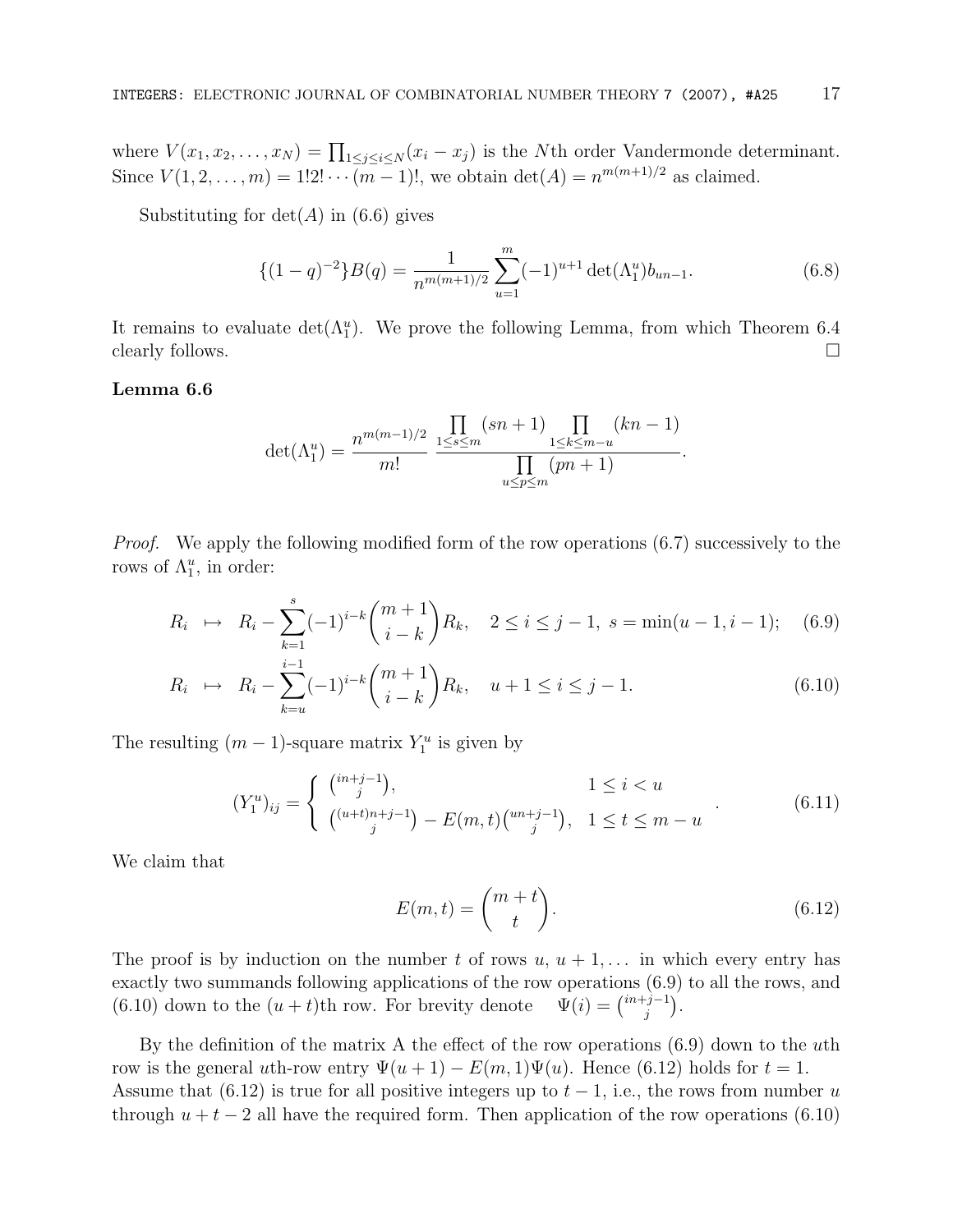where $V(x_1, x_2, \ldots, x_N) = \prod_{1 \le j \le i \le N}(x_i - x_j)$ is the $N$th order Vandermonde determinant. Since $V(1, 2, \ldots, m) = 1!2! \cdots (m-1)!$, we obtain $\det(A) = n^{m(m+1)/2}$ as claimed.

Substituting for $\det(A)$ in (6.6) gives

$$\{(1-q)^{-2}\}B(q) = \frac{1}{n^{m(m+1)/2}} \sum_{u=1}^{m} (-1)^{u+1} \det(\Lambda_1^u) b_{un-1}. \tag{6.8}$$

It remains to evaluate $\det(\Lambda_1^u)$. We prove the following Lemma, from which Theorem 6.4 clearly follows. ☐

**Lemma 6.6**

$$\det(\Lambda_1^u) = \frac{n^{m(m-1)/2}}{m!} \frac{\prod_{1 \le s \le m}(sn+1) \prod_{1 \le k \le m-u}(kn-1)}{\prod_{u \le p \le m}(pn+1)}.$$

*Proof.* We apply the following modified form of the row operations (6.7) successively to the rows of $\Lambda_1^u$, in order:

$$R_i \;\mapsto\; R_i - \sum_{k=1}^{s} (-1)^{i-k} \binom{m+1}{i-k} R_k, \quad 2 \le i \le j-1,\; s = \min(u-1, i-1); \tag{6.9}$$

$$R_i \;\mapsto\; R_i - \sum_{k=u}^{i-1} (-1)^{i-k} \binom{m+1}{i-k} R_k, \quad u+1 \le i \le j-1. \tag{6.10}$$

The resulting $(m-1)$-square matrix $Y_1^u$ is given by

$$(Y_1^u)_{ij} = \begin{cases} \binom{in+j-1}{j}, & 1 \le i < u \\ \binom{(u+t)n+j-1}{j} - E(m,t)\binom{un+j-1}{j}, & 1 \le t \le m-u \end{cases}. \tag{6.11}$$

We claim that

$$E(m,t) = \binom{m+t}{t}. \tag{6.12}$$

The proof is by induction on the number $t$ of rows $u$, $u+1, \ldots$ in which every entry has exactly two summands following applications of the row operations (6.9) to all the rows, and (6.10) down to the $(u+t)$th row. For brevity denote $\Psi(i) = \binom{in+j-1}{j}$.

By the definition of the matrix A the effect of the row operations (6.9) down to the $u$th row is the general $u$th-row entry $\Psi(u+1) - E(m,1)\Psi(u)$. Hence (6.12) holds for $t = 1$. Assume that (6.12) is true for all positive integers up to $t-1$, i.e., the rows from number $u$ through $u+t-2$ all have the required form. Then application of the row operations (6.10)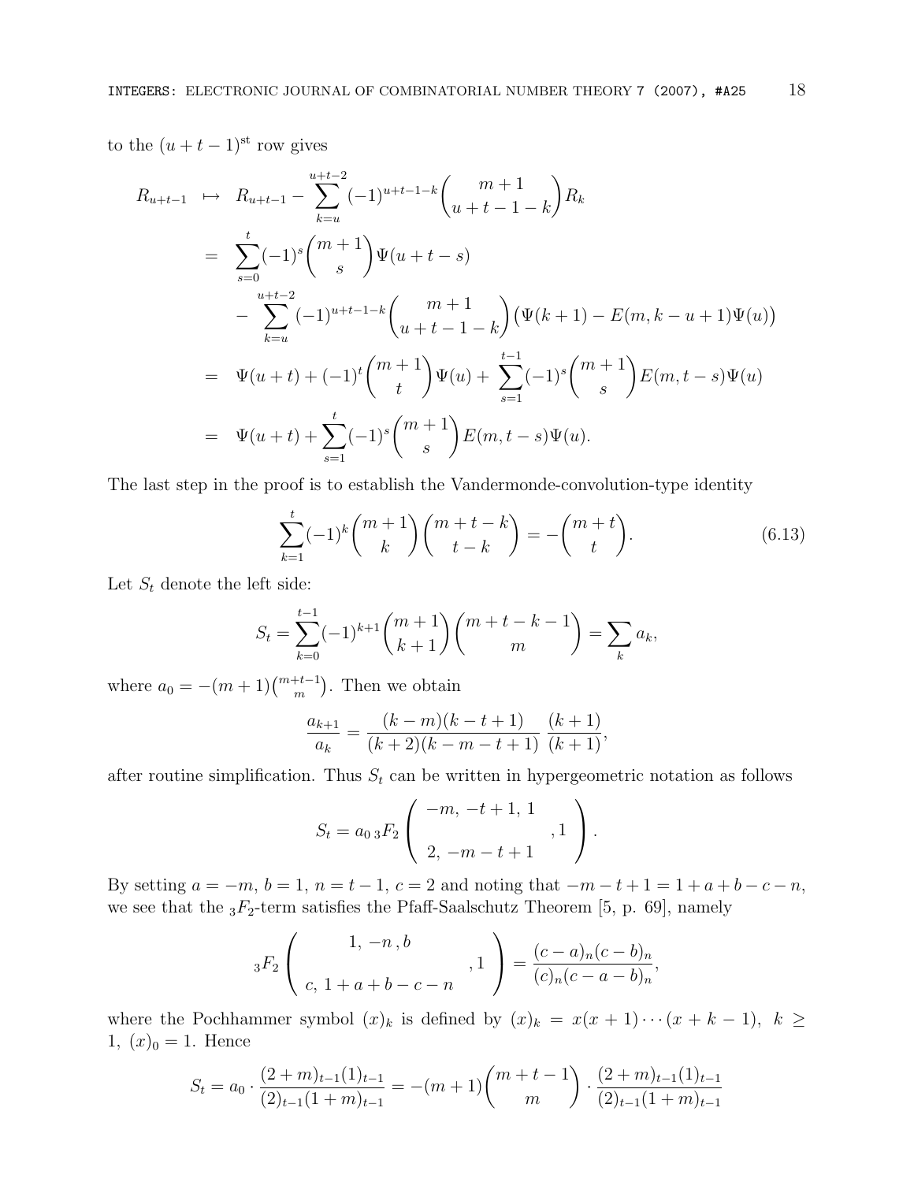to the $(u+t-1)^{\text{st}}$ row gives

$$
\begin{aligned}
R_{u+t-1} &\mapsto R_{u+t-1} - \sum_{k=u}^{u+t-2} (-1)^{u+t-1-k} \binom{m+1}{u+t-1-k} R_k \\
&= \sum_{s=0}^{t} (-1)^s \binom{m+1}{s} \Psi(u+t-s) \\
&\quad - \sum_{k=u}^{u+t-2} (-1)^{u+t-1-k} \binom{m+1}{u+t-1-k} \big(\Psi(k+1) - E(m, k-u+1)\Psi(u)\big) \\
&= \Psi(u+t) + (-1)^t \binom{m+1}{t} \Psi(u) + \sum_{s=1}^{t-1} (-1)^s \binom{m+1}{s} E(m, t-s) \Psi(u) \\
&= \Psi(u+t) + \sum_{s=1}^{t} (-1)^s \binom{m+1}{s} E(m, t-s) \Psi(u).
\end{aligned}
$$

The last step in the proof is to establish the Vandermonde-convolution-type identity

$$
\sum_{k=1}^{t} (-1)^k \binom{m+1}{k} \binom{m+t-k}{t-k} = -\binom{m+t}{t}. \tag{6.13}
$$

Let $S_t$ denote the left side:

$$
S_t = \sum_{k=0}^{t-1} (-1)^{k+1} \binom{m+1}{k+1} \binom{m+t-k-1}{m} = \sum_k a_k,
$$

where $a_0 = -(m+1)\binom{m+t-1}{m}$. Then we obtain

$$
\frac{a_{k+1}}{a_k} = \frac{(k-m)(k-t+1)}{(k+2)(k-m-t+1)} \, \frac{(k+1)}{(k+1)},
$$

after routine simplification. Thus $S_t$ can be written in hypergeometric notation as follows

$$
S_t = a_0 \, {}_3F_2 \left( \begin{array}{c} -m, \, -t+1, \, 1 \\ \\ 2, \, -m-t+1 \end{array} , 1 \right).
$$

By setting $a = -m$, $b = 1$, $n = t-1$, $c = 2$ and noting that $-m-t+1 = 1+a+b-c-n$, we see that the ${}_3F_2$-term satisfies the Pfaff-Saalschutz Theorem [5, p. 69], namely

$$
{}_3F_2 \left( \begin{array}{c} 1, \, -n \, , b \\ \\ c, \, 1+a+b-c-n \end{array} , 1 \right) = \frac{(c-a)_n (c-b)_n}{(c)_n (c-a-b)_n},
$$

where the Pochhammer symbol $(x)_k$ is defined by $(x)_k = x(x+1)\cdots(x+k-1)$, $k \geq 1$, $(x)_0 = 1$. Hence

$$
S_t = a_0 \cdot \frac{(2+m)_{t-1}(1)_{t-1}}{(2)_{t-1}(1+m)_{t-1}} = -(m+1)\binom{m+t-1}{m} \cdot \frac{(2+m)_{t-1}(1)_{t-1}}{(2)_{t-1}(1+m)_{t-1}}
$$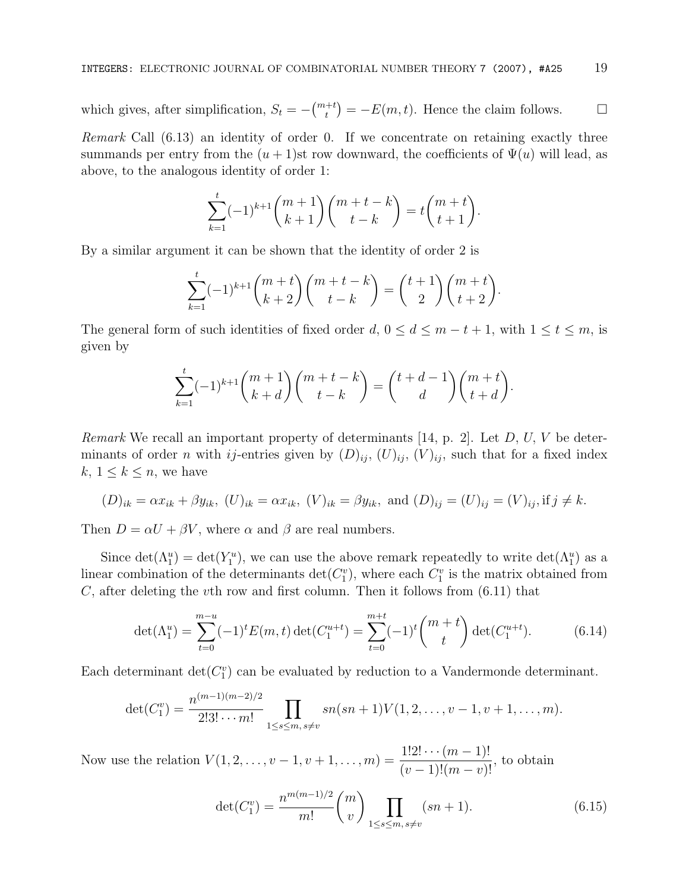which gives, after simplification, $S_t = -\binom{m+t}{t} = -E(m,t)$. Hence the claim follows. $\square$

*Remark* Call (6.13) an identity of order 0. If we concentrate on retaining exactly three summands per entry from the $(u+1)$st row downward, the coefficients of $\Psi(u)$ will lead, as above, to the analogous identity of order 1:

$$\sum_{k=1}^{t}(-1)^{k+1}\binom{m+1}{k+1}\binom{m+t-k}{t-k} = t\binom{m+t}{t+1}.$$

By a similar argument it can be shown that the identity of order 2 is

$$\sum_{k=1}^{t}(-1)^{k+1}\binom{m+t}{k+2}\binom{m+t-k}{t-k} = \binom{t+1}{2}\binom{m+t}{t+2}.$$

The general form of such identities of fixed order $d$, $0 \leq d \leq m-t+1$, with $1 \leq t \leq m$, is given by

$$\sum_{k=1}^{t}(-1)^{k+1}\binom{m+1}{k+d}\binom{m+t-k}{t-k} = \binom{t+d-1}{d}\binom{m+t}{t+d}.$$

*Remark* We recall an important property of determinants [14, p. 2]. Let $D$, $U$, $V$ be determinants of order $n$ with $ij$-entries given by $(D)_{ij}$, $(U)_{ij}$, $(V)_{ij}$, such that for a fixed index $k$, $1 \leq k \leq n$, we have

$$(D)_{ik} = \alpha x_{ik} + \beta y_{ik},\ (U)_{ik} = \alpha x_{ik},\ (V)_{ik} = \beta y_{ik},\ \text{and } (D)_{ij} = (U)_{ij} = (V)_{ij}, \text{if } j \neq k.$$

Then $D = \alpha U + \beta V$, where $\alpha$ and $\beta$ are real numbers.

Since $\det(\Lambda_1^u) = \det(Y_1^u)$, we can use the above remark repeatedly to write $\det(\Lambda_1^u)$ as a linear combination of the determinants $\det(C_1^v)$, where each $C_1^v$ is the matrix obtained from $C$, after deleting the $v$th row and first column. Then it follows from (6.11) that

$$\det(\Lambda_1^u) = \sum_{t=0}^{m-u}(-1)^t E(m,t)\det(C_1^{u+t}) = \sum_{t=0}^{m+t}(-1)^t\binom{m+t}{t}\det(C_1^{u+t}). \tag{6.14}$$

Each determinant $\det(C_1^v)$ can be evaluated by reduction to a Vandermonde determinant.

$$\det(C_1^v) = \frac{n^{(m-1)(m-2)/2}}{2!3!\cdots m!}\prod_{1\leq s\leq m,\, s\neq v} sn(sn+1)V(1,2,\ldots,v-1,v+1,\ldots,m).$$

Now use the relation $V(1,2,\ldots,v-1,v+1,\ldots,m) = \dfrac{1!2!\cdots(m-1)!}{(v-1)!(m-v)!}$, to obtain

$$\det(C_1^v) = \frac{n^{m(m-1)/2}}{m!}\binom{m}{v}\prod_{1\leq s\leq m,\, s\neq v}(sn+1). \tag{6.15}$$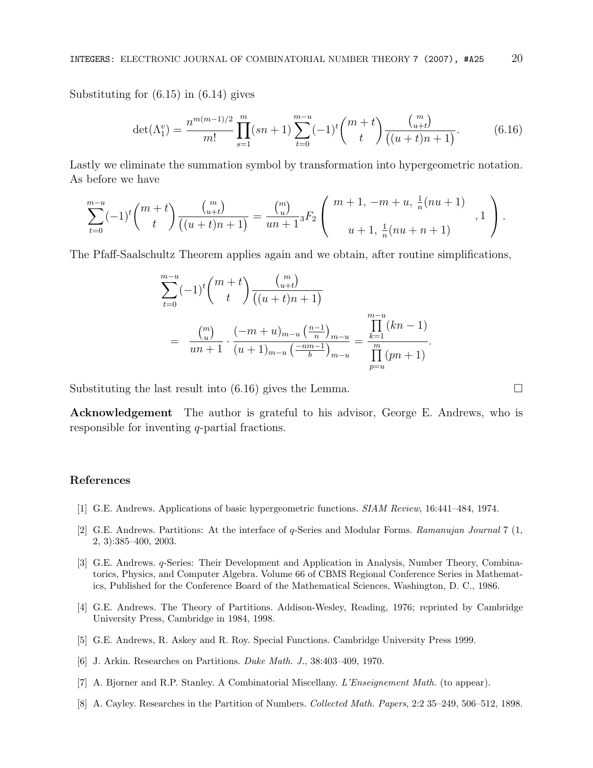Substituting for (6.15) in (6.14) gives

$$\det(\Lambda_1^v) = \frac{n^{m(m-1)/2}}{m!} \prod_{s=1}^{m}(sn+1) \sum_{t=0}^{m-u} (-1)^t \binom{m+t}{t} \frac{\binom{m}{u+t}}{\big((u+t)n+1\big)}. \tag{6.16}$$

Lastly we eliminate the summation symbol by transformation into hypergeometric notation. As before we have

$$\sum_{t=0}^{m-u} (-1)^t \binom{m+t}{t} \frac{\binom{m}{u+t}}{\big((u+t)n+1\big)} = \frac{\binom{m}{u}}{un+1} {}_3F_2 \left( \begin{array}{c} m+1,\ -m+u,\ \frac{1}{n}(nu+1) \\ \\ u+1,\ \frac{1}{n}(nu+n+1) \end{array} ,1 \right).$$

The Pfaff-Saalschultz Theorem applies again and we obtain, after routine simplifications,

$$\begin{aligned} &\sum_{t=0}^{m-u} (-1)^t \binom{m+t}{t} \frac{\binom{m}{u+t}}{\big((u+t)n+1\big)} \\ = \quad & \frac{\binom{m}{u}}{un+1} \cdot \frac{(-m+u)_{m-u} \left(\frac{n-1}{n}\right)_{m-u}}{(u+1)_{m-u} \left(\frac{-nm-1}{b}\right)_{m-u}} = \frac{\prod\limits_{k=1}^{m-u}(kn-1)}{\prod\limits_{p=u}^{m}(pn+1)}. \end{aligned}$$

Substituting the last result into (6.16) gives the Lemma. $\square$

**Acknowledgement** The author is grateful to his advisor, George E. Andrews, who is responsible for inventing $q$-partial fractions.

## References

[1] G.E. Andrews. Applications of basic hypergeometric functions. *SIAM Review*, 16:441–484, 1974.

[2] G.E. Andrews. Partitions: At the interface of $q$-Series and Modular Forms. *Ramanujan Journal* 7 (1, 2, 3):385–400, 2003.

[3] G.E. Andrews. $q$-Series: Their Development and Application in Analysis, Number Theory, Combinatorics, Physics, and Computer Algebra. Volume 66 of CBMS Regional Conference Series in Mathematics, Published for the Conference Board of the Mathematical Sciences, Washington, D. C., 1986.

[4] G.E. Andrews. The Theory of Partitions. Addison-Wesley, Reading, 1976; reprinted by Cambridge University Press, Cambridge in 1984, 1998.

[5] G.E. Andrews, R. Askey and R. Roy. Special Functions. Cambridge University Press 1999.

[6] J. Arkin. Researches on Partitions. *Duke Math. J.*, 38:403–409, 1970.

[7] A. Bjorner and R.P. Stanley. A Combinatorial Miscellany. *L'Enseignement Math.* (to appear).

[8] A. Cayley. Researches in the Partition of Numbers. *Collected Math. Papers*, 2:2 35–249, 506–512, 1898.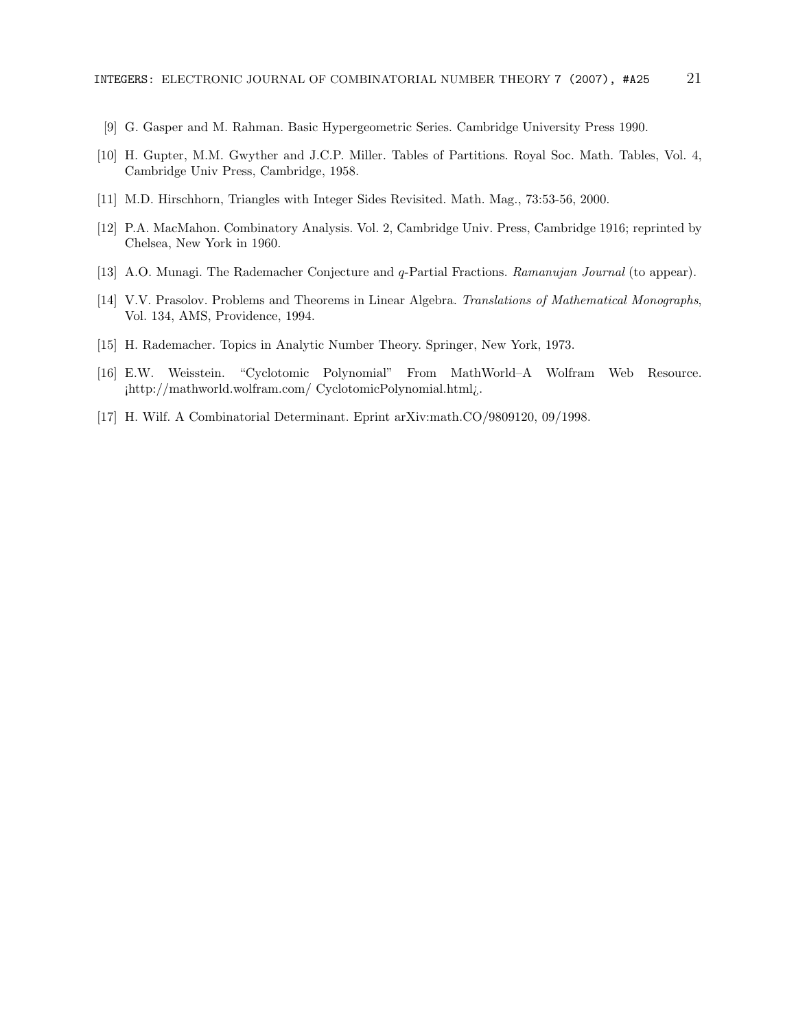[9] G. Gasper and M. Rahman. Basic Hypergeometric Series. Cambridge University Press 1990.

[10] H. Gupter, M.M. Gwyther and J.C.P. Miller. Tables of Partitions. Royal Soc. Math. Tables, Vol. 4, Cambridge Univ Press, Cambridge, 1958.

[11] M.D. Hirschhorn, Triangles with Integer Sides Revisited. Math. Mag., 73:53-56, 2000.

[12] P.A. MacMahon. Combinatory Analysis. Vol. 2, Cambridge Univ. Press, Cambridge 1916; reprinted by Chelsea, New York in 1960.

[13] A.O. Munagi. The Rademacher Conjecture and $q$-Partial Fractions. *Ramanujan Journal* (to appear).

[14] V.V. Prasolov. Problems and Theorems in Linear Algebra. *Translations of Mathematical Monographs*, Vol. 134, AMS, Providence, 1994.

[15] H. Rademacher. Topics in Analytic Number Theory. Springer, New York, 1973.

[16] E.W. Weisstein. "Cyclotomic Polynomial" From MathWorld–A Wolfram Web Resource. ¡http://mathworld.wolfram.com/ CyclotomicPolynomial.html¿.

[17] H. Wilf. A Combinatorial Determinant. Eprint arXiv:math.CO/9809120, 09/1998.